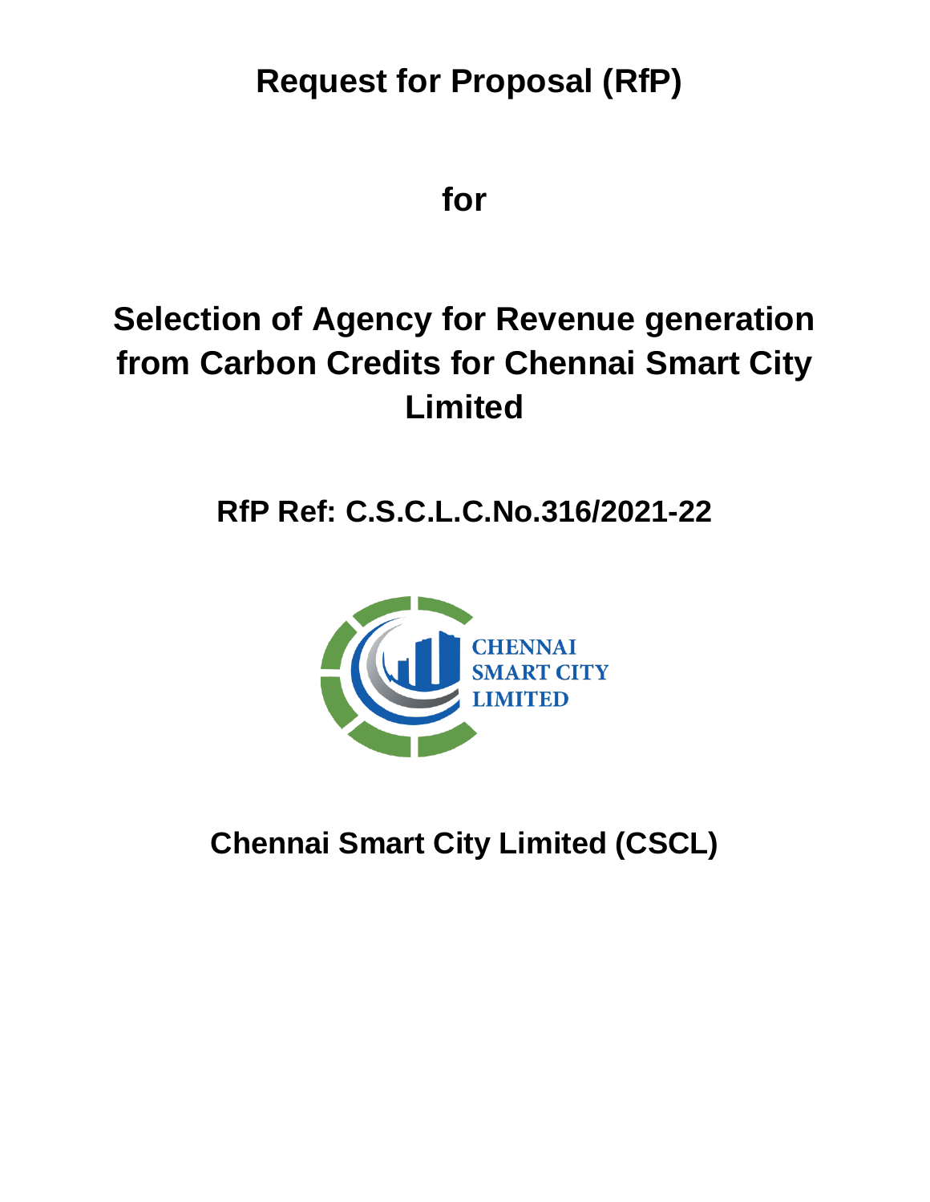# Request for Proposal (RfP)

## for

# Selection of Agency for Revenue generation from Carbon Credits for Chennai Smart City Limited

## RfP Ref: C.S.C.L.C.No.316/2021-22

CHENNAI SMART CITY LIMITED

## Chennai Smart City Limited (CSCL)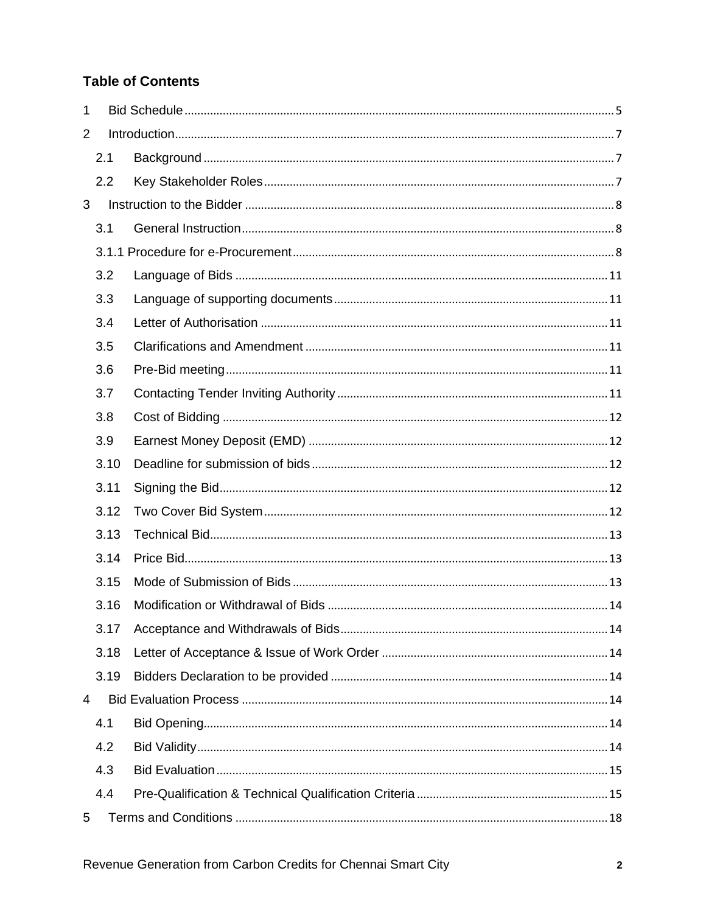## Table of Contents

1 Bid Schedule ..... 5

2 Introduction ..... 7

  2.1 Background ..... 7

  2.2 Key Stakeholder Roles ..... 7

3 Instruction to the Bidder ..... 8

  3.1 General Instruction ..... 8

  3.1.1 Procedure for e-Procurement ..... 8

  3.2 Language of Bids ..... 11

  3.3 Language of supporting documents ..... 11

  3.4 Letter of Authorisation ..... 11

  3.5 Clarifications and Amendment ..... 11

  3.6 Pre-Bid meeting ..... 11

  3.7 Contacting Tender Inviting Authority ..... 11

  3.8 Cost of Bidding ..... 12

  3.9 Earnest Money Deposit (EMD) ..... 12

  3.10 Deadline for submission of bids ..... 12

  3.11 Signing the Bid ..... 12

  3.12 Two Cover Bid System ..... 12

  3.13 Technical Bid ..... 13

  3.14 Price Bid ..... 13

  3.15 Mode of Submission of Bids ..... 13

  3.16 Modification or Withdrawal of Bids ..... 14

  3.17 Acceptance and Withdrawals of Bids ..... 14

  3.18 Letter of Acceptance & Issue of Work Order ..... 14

  3.19 Bidders Declaration to be provided ..... 14

4 Bid Evaluation Process ..... 14

  4.1 Bid Opening ..... 14

  4.2 Bid Validity ..... 14

  4.3 Bid Evaluation ..... 15

  4.4 Pre-Qualification & Technical Qualification Criteria ..... 15

5 Terms and Conditions ..... 18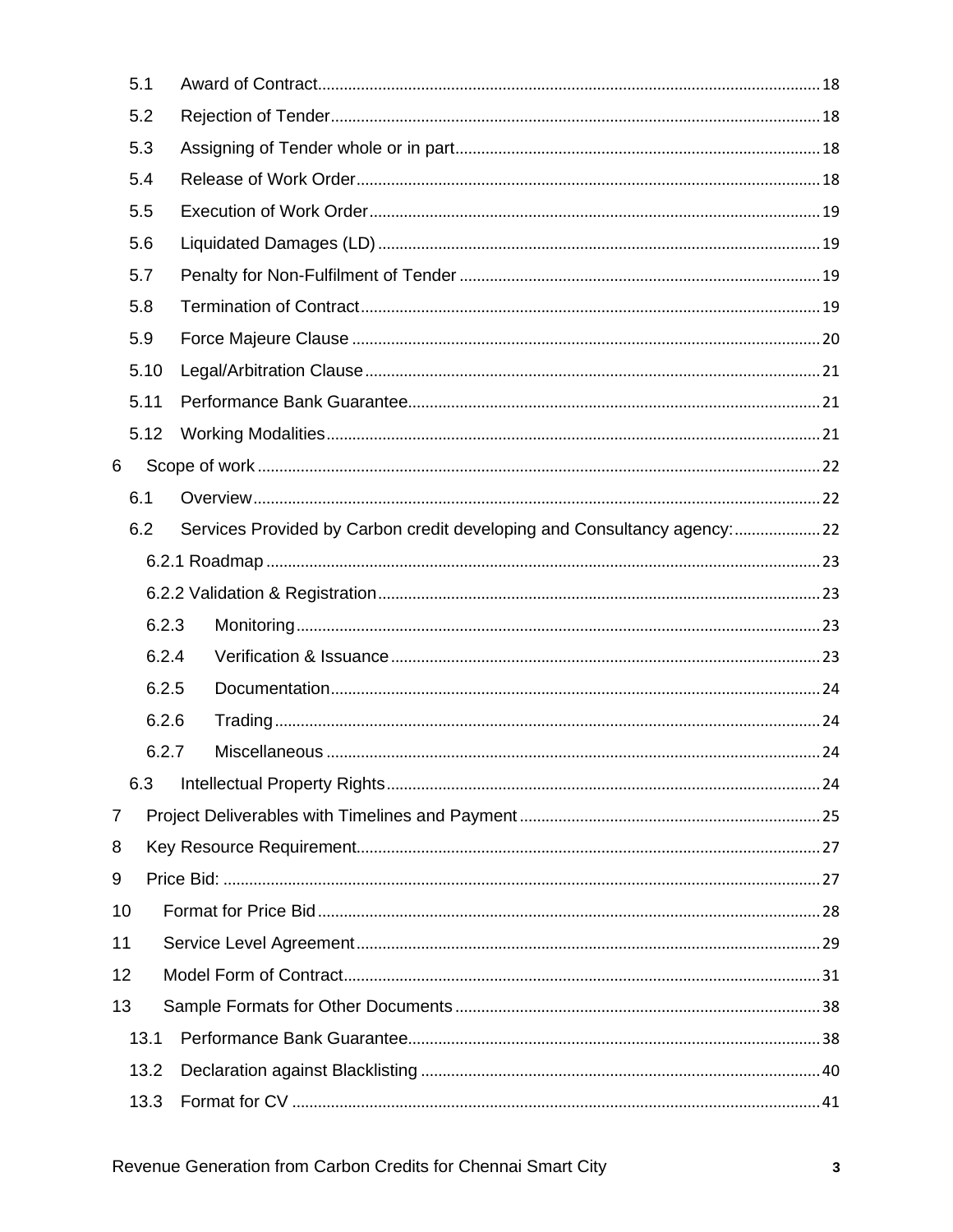- 5.1 Award of Contract .......... 18
- 5.2 Rejection of Tender .......... 18
- 5.3 Assigning of Tender whole or in part .......... 18
- 5.4 Release of Work Order .......... 18
- 5.5 Execution of Work Order .......... 19
- 5.6 Liquidated Damages (LD) .......... 19
- 5.7 Penalty for Non-Fulfilment of Tender .......... 19
- 5.8 Termination of Contract .......... 19
- 5.9 Force Majeure Clause .......... 20
- 5.10 Legal/Arbitration Clause .......... 21
- 5.11 Performance Bank Guarantee .......... 21
- 5.12 Working Modalities .......... 21

6 Scope of work .......... 22

- 6.1 Overview .......... 22
- 6.2 Services Provided by Carbon credit developing and Consultancy agency: .......... 22
  - 6.2.1 Roadmap .......... 23
  - 6.2.2 Validation & Registration .......... 23
  - 6.2.3 Monitoring .......... 23
  - 6.2.4 Verification & Issuance .......... 23
  - 6.2.5 Documentation .......... 24
  - 6.2.6 Trading .......... 24
  - 6.2.7 Miscellaneous .......... 24
- 6.3 Intellectual Property Rights .......... 24

7 Project Deliverables with Timelines and Payment .......... 25

8 Key Resource Requirement .......... 27

9 Price Bid: .......... 27

10 Format for Price Bid .......... 28

11 Service Level Agreement .......... 29

12 Model Form of Contract .......... 31

13 Sample Formats for Other Documents .......... 38

- 13.1 Performance Bank Guarantee .......... 38
- 13.2 Declaration against Blacklisting .......... 40
- 13.3 Format for CV .......... 41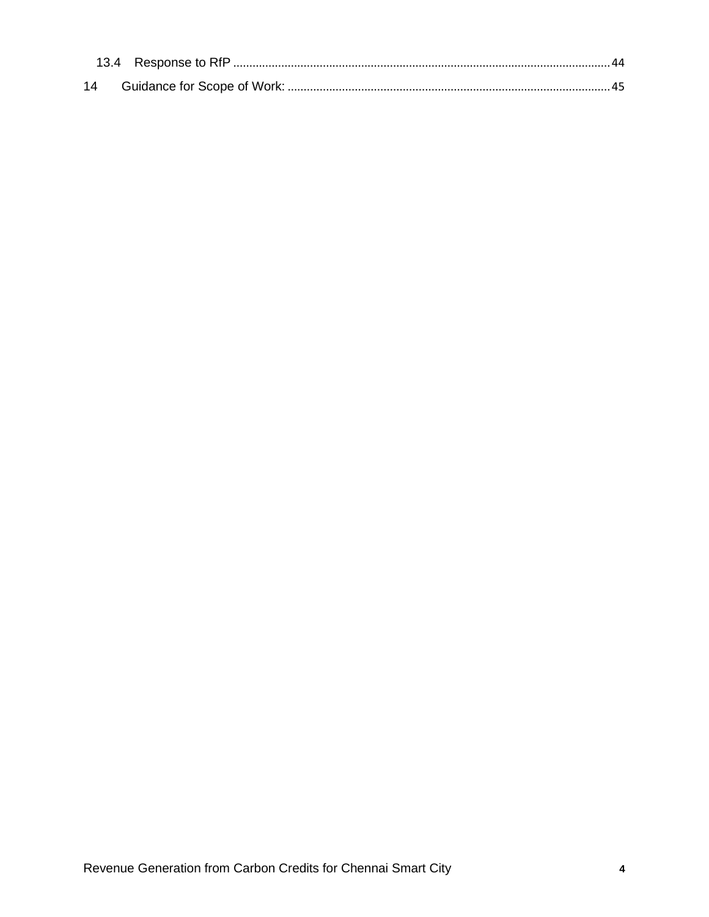13.4 Response to RfP ..................................................................................................................... 44

14 Guidance for Scope of Work: .................................................................................................... 45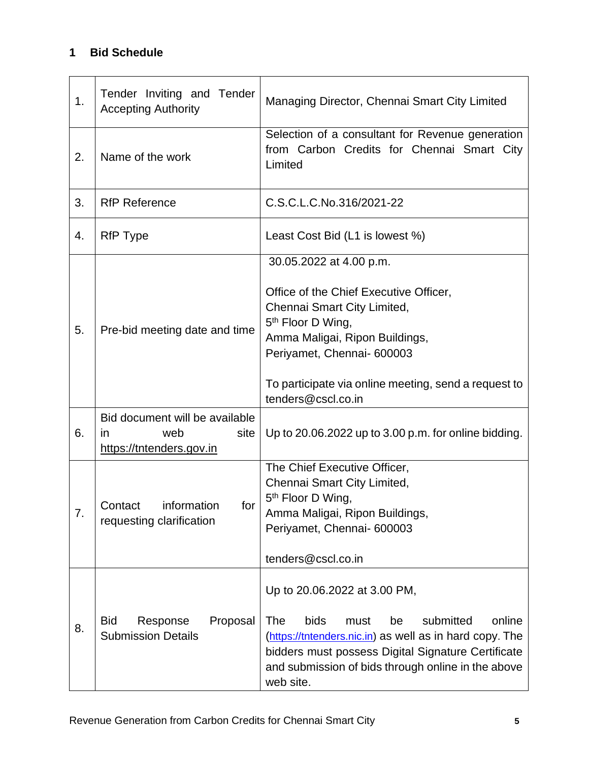## 1 Bid Schedule

| | | |
|---|---|---|
| 1. | Tender Inviting and Tender Accepting Authority | Managing Director, Chennai Smart City Limited |
| 2. | Name of the work | Selection of a consultant for Revenue generation from Carbon Credits for Chennai Smart City Limited |
| 3. | RfP Reference | C.S.C.L.C.No.316/2021-22 |
| 4. | RfP Type | Least Cost Bid (L1 is lowest %) |
| 5. | Pre-bid meeting date and time | 30.05.2022 at 4.00 p.m.<br><br>Office of the Chief Executive Officer,<br>Chennai Smart City Limited,<br>5th Floor D Wing,<br>Amma Maligai, Ripon Buildings,<br>Periyamet, Chennai- 600003<br><br>To participate via online meeting, send a request to tenders@cscl.co.in |
| 6. | Bid document will be available in web site https://tntenders.gov.in | Up to 20.06.2022 up to 3.00 p.m. for online bidding. |
| 7. | Contact information for requesting clarification | The Chief Executive Officer,<br>Chennai Smart City Limited,<br>5th Floor D Wing,<br>Amma Maligai, Ripon Buildings,<br>Periyamet, Chennai- 600003<br><br>tenders@cscl.co.in |
| 8. | Bid Response Proposal Submission Details | Up to 20.06.2022 at 3.00 PM,<br><br>The bids must be submitted online (https://tntenders.nic.in) as well as in hard copy. The bidders must possess Digital Signature Certificate and submission of bids through online in the above web site. |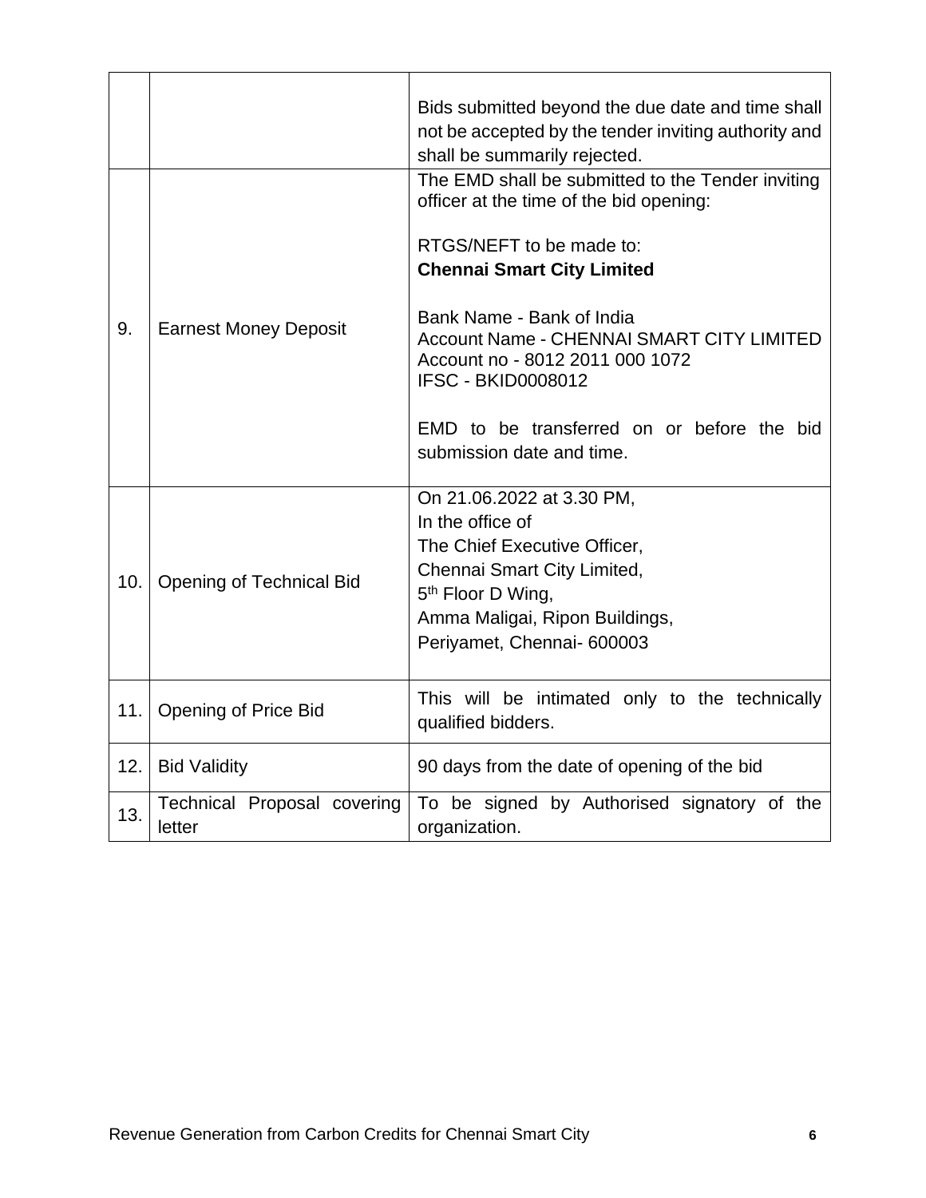| | | |
|---|---|---|
| | | Bids submitted beyond the due date and time shall not be accepted by the tender inviting authority and shall be summarily rejected. |
| 9. | Earnest Money Deposit | The EMD shall be submitted to the Tender inviting officer at the time of the bid opening:<br><br>RTGS/NEFT to be made to:<br>**Chennai Smart City Limited**<br><br>Bank Name - Bank of India<br>Account Name - CHENNAI SMART CITY LIMITED<br>Account no - 8012 2011 000 1072<br>IFSC - BKID0008012<br><br>EMD to be transferred on or before the bid submission date and time. |
| 10. | Opening of Technical Bid | On 21.06.2022 at 3.30 PM,<br>In the office of<br>The Chief Executive Officer,<br>Chennai Smart City Limited,<br>5th Floor D Wing,<br>Amma Maligai, Ripon Buildings,<br>Periyamet, Chennai- 600003 |
| 11. | Opening of Price Bid | This will be intimated only to the technically qualified bidders. |
| 12. | Bid Validity | 90 days from the date of opening of the bid |
| 13. | Technical Proposal covering letter | To be signed by Authorised signatory of the organization. |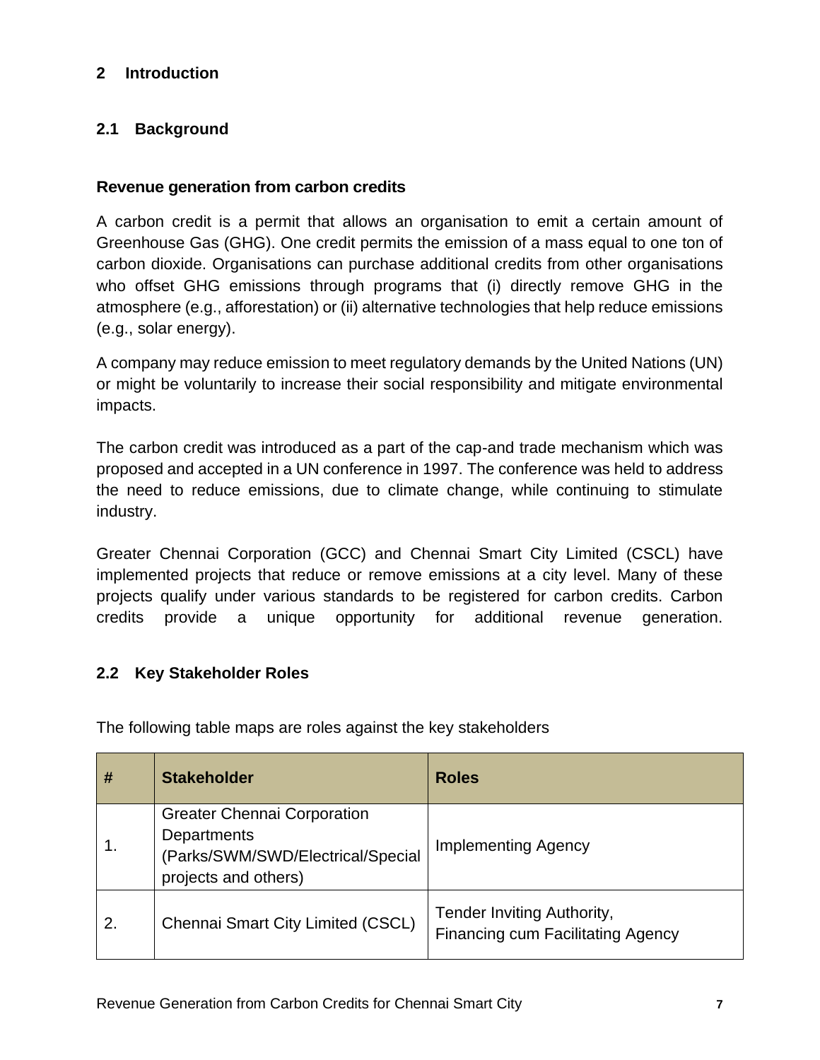## 2 Introduction

### 2.1 Background

**Revenue generation from carbon credits**

A carbon credit is a permit that allows an organisation to emit a certain amount of Greenhouse Gas (GHG). One credit permits the emission of a mass equal to one ton of carbon dioxide. Organisations can purchase additional credits from other organisations who offset GHG emissions through programs that (i) directly remove GHG in the atmosphere (e.g., afforestation) or (ii) alternative technologies that help reduce emissions (e.g., solar energy).

A company may reduce emission to meet regulatory demands by the United Nations (UN) or might be voluntarily to increase their social responsibility and mitigate environmental impacts.

The carbon credit was introduced as a part of the cap-and trade mechanism which was proposed and accepted in a UN conference in 1997. The conference was held to address the need to reduce emissions, due to climate change, while continuing to stimulate industry.

Greater Chennai Corporation (GCC) and Chennai Smart City Limited (CSCL) have implemented projects that reduce or remove emissions at a city level. Many of these projects qualify under various standards to be registered for carbon credits. Carbon credits provide a unique opportunity for additional revenue generation.

### 2.2 Key Stakeholder Roles

The following table maps are roles against the key stakeholders

| # | Stakeholder | Roles |
|---|---|---|
| 1. | Greater Chennai Corporation Departments (Parks/SWM/SWD/Electrical/Special projects and others) | Implementing Agency |
| 2. | Chennai Smart City Limited (CSCL) | Tender Inviting Authority, Financing cum Facilitating Agency |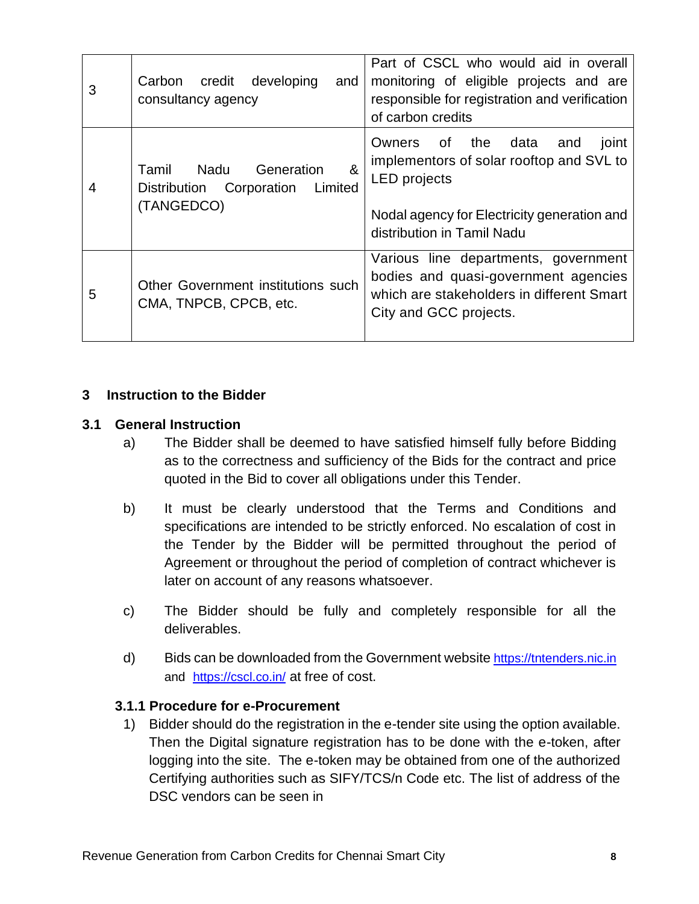| 3 | Carbon credit developing and consultancy agency | Part of CSCL who would aid in overall monitoring of eligible projects and are responsible for registration and verification of carbon credits |
|---|---|---|
| 4 | Tamil Nadu Generation & Distribution Corporation Limited (TANGEDCO) | Owners of the data and joint implementors of solar rooftop and SVL to LED projects<br><br>Nodal agency for Electricity generation and distribution in Tamil Nadu |
| 5 | Other Government institutions such CMA, TNPCB, CPCB, etc. | Various line departments, government bodies and quasi-government agencies which are stakeholders in different Smart City and GCC projects. |

## 3 Instruction to the Bidder

### 3.1 General Instruction

a) The Bidder shall be deemed to have satisfied himself fully before Bidding as to the correctness and sufficiency of the Bids for the contract and price quoted in the Bid to cover all obligations under this Tender.

b) It must be clearly understood that the Terms and Conditions and specifications are intended to be strictly enforced. No escalation of cost in the Tender by the Bidder will be permitted throughout the period of Agreement or throughout the period of completion of contract whichever is later on account of any reasons whatsoever.

c) The Bidder should be fully and completely responsible for all the deliverables.

d) Bids can be downloaded from the Government website https://tntenders.nic.in and https://cscl.co.in/ at free of cost.

#### 3.1.1 Procedure for e-Procurement

1) Bidder should do the registration in the e-tender site using the option available. Then the Digital signature registration has to be done with the e-token, after logging into the site. The e-token may be obtained from one of the authorized Certifying authorities such as SIFY/TCS/n Code etc. The list of address of the DSC vendors can be seen in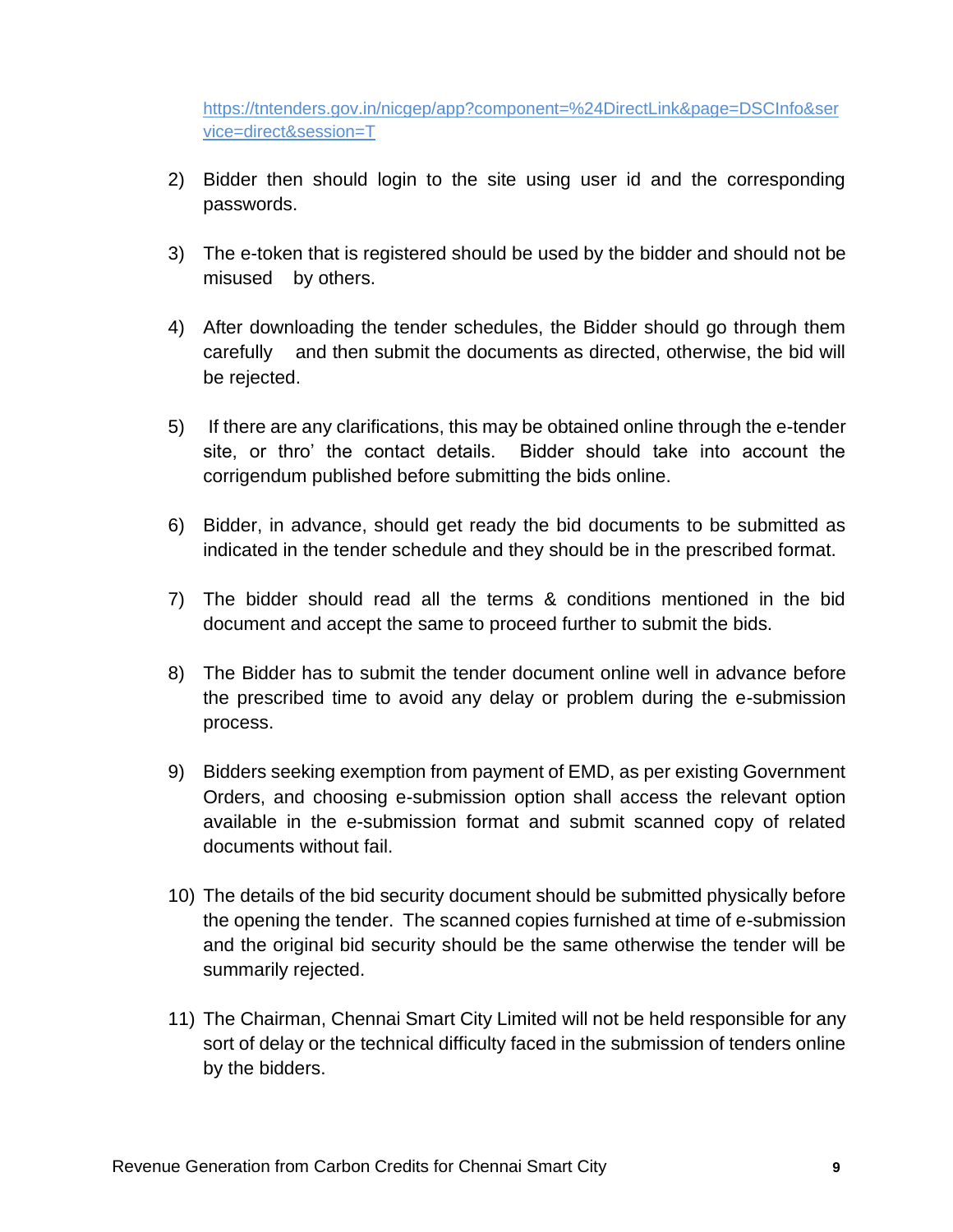https://tntenders.gov.in/nicgep/app?component=%24DirectLink&page=DSCInfo&service=direct&session=T

2) Bidder then should login to the site using user id and the corresponding passwords.

3) The e-token that is registered should be used by the bidder and should not be misused by others.

4) After downloading the tender schedules, the Bidder should go through them carefully and then submit the documents as directed, otherwise, the bid will be rejected.

5) If there are any clarifications, this may be obtained online through the e-tender site, or thro' the contact details. Bidder should take into account the corrigendum published before submitting the bids online.

6) Bidder, in advance, should get ready the bid documents to be submitted as indicated in the tender schedule and they should be in the prescribed format.

7) The bidder should read all the terms & conditions mentioned in the bid document and accept the same to proceed further to submit the bids.

8) The Bidder has to submit the tender document online well in advance before the prescribed time to avoid any delay or problem during the e-submission process.

9) Bidders seeking exemption from payment of EMD, as per existing Government Orders, and choosing e-submission option shall access the relevant option available in the e-submission format and submit scanned copy of related documents without fail.

10) The details of the bid security document should be submitted physically before the opening the tender. The scanned copies furnished at time of e-submission and the original bid security should be the same otherwise the tender will be summarily rejected.

11) The Chairman, Chennai Smart City Limited will not be held responsible for any sort of delay or the technical difficulty faced in the submission of tenders online by the bidders.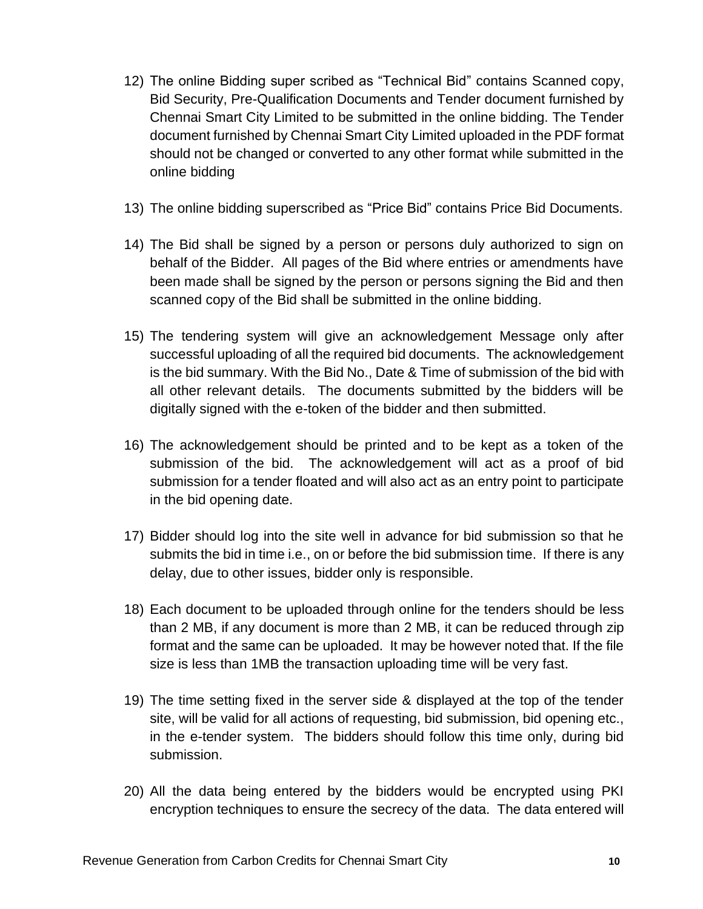12) The online Bidding super scribed as “Technical Bid” contains Scanned copy, Bid Security, Pre-Qualification Documents and Tender document furnished by Chennai Smart City Limited to be submitted in the online bidding. The Tender document furnished by Chennai Smart City Limited uploaded in the PDF format should not be changed or converted to any other format while submitted in the online bidding

13) The online bidding superscribed as “Price Bid” contains Price Bid Documents.

14) The Bid shall be signed by a person or persons duly authorized to sign on behalf of the Bidder. All pages of the Bid where entries or amendments have been made shall be signed by the person or persons signing the Bid and then scanned copy of the Bid shall be submitted in the online bidding.

15) The tendering system will give an acknowledgement Message only after successful uploading of all the required bid documents. The acknowledgement is the bid summary. With the Bid No., Date & Time of submission of the bid with all other relevant details. The documents submitted by the bidders will be digitally signed with the e-token of the bidder and then submitted.

16) The acknowledgement should be printed and to be kept as a token of the submission of the bid. The acknowledgement will act as a proof of bid submission for a tender floated and will also act as an entry point to participate in the bid opening date.

17) Bidder should log into the site well in advance for bid submission so that he submits the bid in time i.e., on or before the bid submission time. If there is any delay, due to other issues, bidder only is responsible.

18) Each document to be uploaded through online for the tenders should be less than 2 MB, if any document is more than 2 MB, it can be reduced through zip format and the same can be uploaded. It may be however noted that. If the file size is less than 1MB the transaction uploading time will be very fast.

19) The time setting fixed in the server side & displayed at the top of the tender site, will be valid for all actions of requesting, bid submission, bid opening etc., in the e-tender system. The bidders should follow this time only, during bid submission.

20) All the data being entered by the bidders would be encrypted using PKI encryption techniques to ensure the secrecy of the data. The data entered will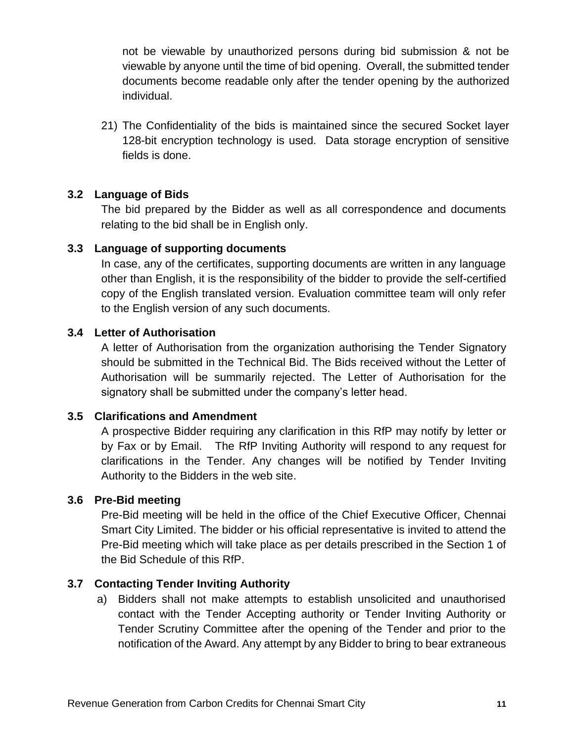not be viewable by unauthorized persons during bid submission & not be viewable by anyone until the time of bid opening. Overall, the submitted tender documents become readable only after the tender opening by the authorized individual.

21) The Confidentiality of the bids is maintained since the secured Socket layer 128-bit encryption technology is used. Data storage encryption of sensitive fields is done.

### 3.2 Language of Bids

The bid prepared by the Bidder as well as all correspondence and documents relating to the bid shall be in English only.

### 3.3 Language of supporting documents

In case, any of the certificates, supporting documents are written in any language other than English, it is the responsibility of the bidder to provide the self-certified copy of the English translated version. Evaluation committee team will only refer to the English version of any such documents.

### 3.4 Letter of Authorisation

A letter of Authorisation from the organization authorising the Tender Signatory should be submitted in the Technical Bid. The Bids received without the Letter of Authorisation will be summarily rejected. The Letter of Authorisation for the signatory shall be submitted under the company's letter head.

### 3.5 Clarifications and Amendment

A prospective Bidder requiring any clarification in this RfP may notify by letter or by Fax or by Email. The RfP Inviting Authority will respond to any request for clarifications in the Tender. Any changes will be notified by Tender Inviting Authority to the Bidders in the web site.

### 3.6 Pre-Bid meeting

Pre-Bid meeting will be held in the office of the Chief Executive Officer, Chennai Smart City Limited. The bidder or his official representative is invited to attend the Pre-Bid meeting which will take place as per details prescribed in the Section 1 of the Bid Schedule of this RfP.

### 3.7 Contacting Tender Inviting Authority

a) Bidders shall not make attempts to establish unsolicited and unauthorised contact with the Tender Accepting authority or Tender Inviting Authority or Tender Scrutiny Committee after the opening of the Tender and prior to the notification of the Award. Any attempt by any Bidder to bring to bear extraneous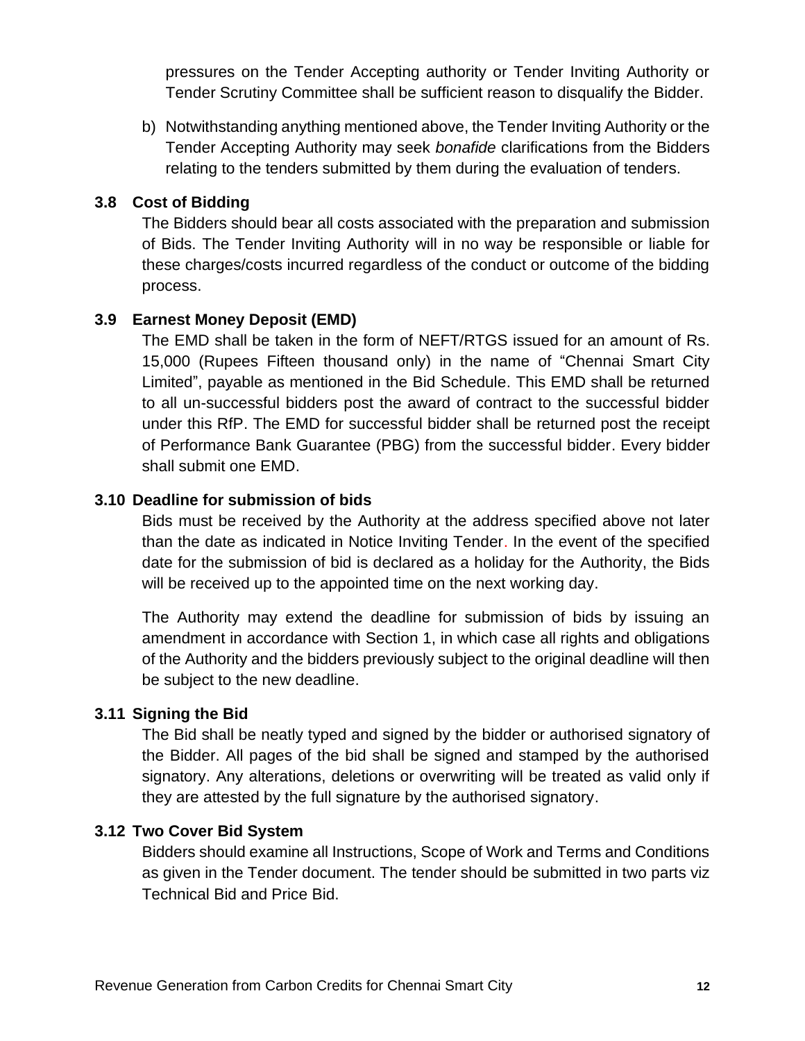pressures on the Tender Accepting authority or Tender Inviting Authority or Tender Scrutiny Committee shall be sufficient reason to disqualify the Bidder.

b) Notwithstanding anything mentioned above, the Tender Inviting Authority or the Tender Accepting Authority may seek *bonafide* clarifications from the Bidders relating to the tenders submitted by them during the evaluation of tenders.

### 3.8 Cost of Bidding

The Bidders should bear all costs associated with the preparation and submission of Bids. The Tender Inviting Authority will in no way be responsible or liable for these charges/costs incurred regardless of the conduct or outcome of the bidding process.

### 3.9 Earnest Money Deposit (EMD)

The EMD shall be taken in the form of NEFT/RTGS issued for an amount of Rs. 15,000 (Rupees Fifteen thousand only) in the name of "Chennai Smart City Limited", payable as mentioned in the Bid Schedule. This EMD shall be returned to all un-successful bidders post the award of contract to the successful bidder under this RfP. The EMD for successful bidder shall be returned post the receipt of Performance Bank Guarantee (PBG) from the successful bidder. Every bidder shall submit one EMD.

### 3.10 Deadline for submission of bids

Bids must be received by the Authority at the address specified above not later than the date as indicated in Notice Inviting Tender. In the event of the specified date for the submission of bid is declared as a holiday for the Authority, the Bids will be received up to the appointed time on the next working day.

The Authority may extend the deadline for submission of bids by issuing an amendment in accordance with Section 1, in which case all rights and obligations of the Authority and the bidders previously subject to the original deadline will then be subject to the new deadline.

### 3.11 Signing the Bid

The Bid shall be neatly typed and signed by the bidder or authorised signatory of the Bidder. All pages of the bid shall be signed and stamped by the authorised signatory. Any alterations, deletions or overwriting will be treated as valid only if they are attested by the full signature by the authorised signatory.

### 3.12 Two Cover Bid System

Bidders should examine all Instructions, Scope of Work and Terms and Conditions as given in the Tender document. The tender should be submitted in two parts viz Technical Bid and Price Bid.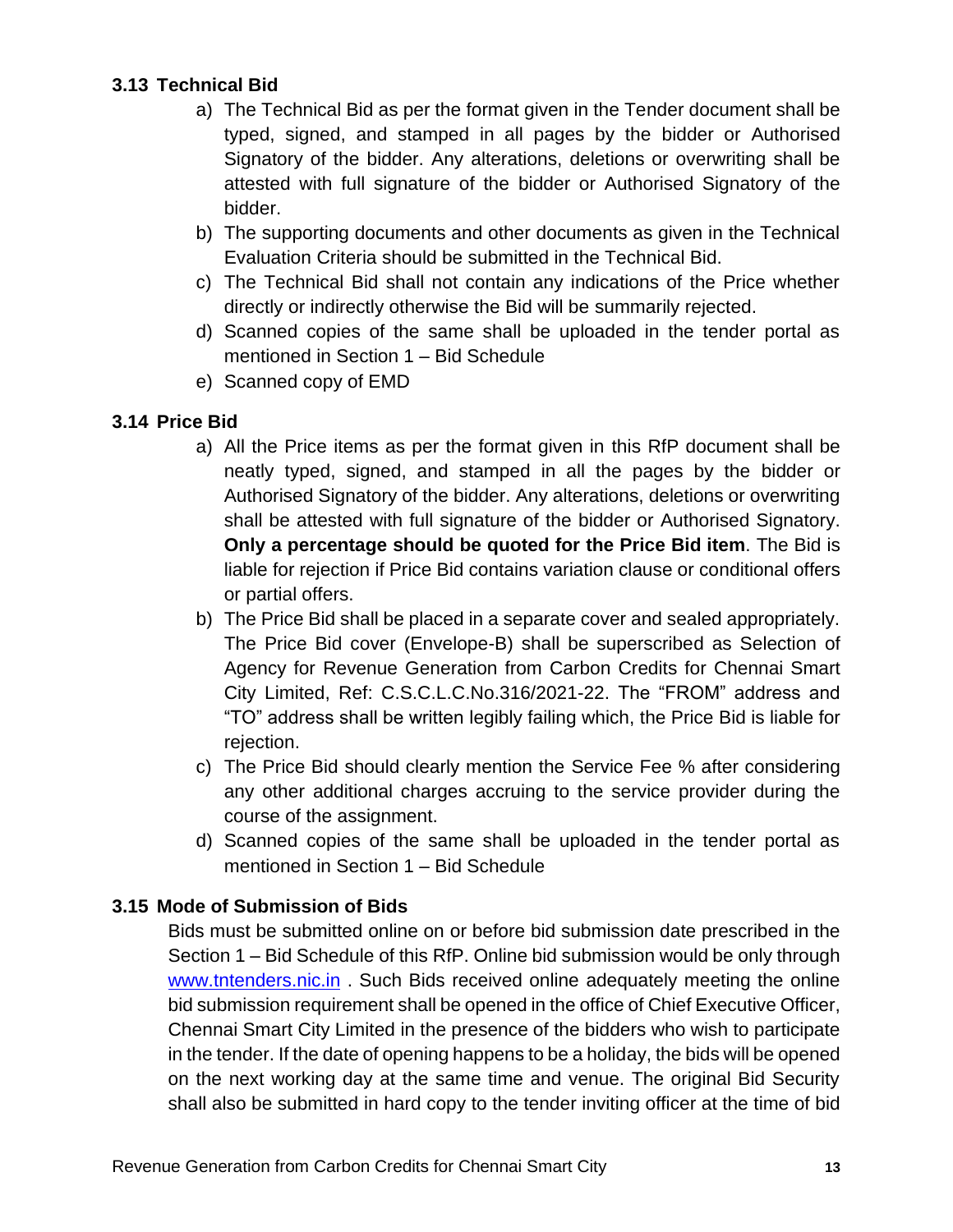### 3.13 Technical Bid

a) The Technical Bid as per the format given in the Tender document shall be typed, signed, and stamped in all pages by the bidder or Authorised Signatory of the bidder. Any alterations, deletions or overwriting shall be attested with full signature of the bidder or Authorised Signatory of the bidder.

b) The supporting documents and other documents as given in the Technical Evaluation Criteria should be submitted in the Technical Bid.

c) The Technical Bid shall not contain any indications of the Price whether directly or indirectly otherwise the Bid will be summarily rejected.

d) Scanned copies of the same shall be uploaded in the tender portal as mentioned in Section 1 – Bid Schedule

e) Scanned copy of EMD

### 3.14 Price Bid

a) All the Price items as per the format given in this RfP document shall be neatly typed, signed, and stamped in all the pages by the bidder or Authorised Signatory of the bidder. Any alterations, deletions or overwriting shall be attested with full signature of the bidder or Authorised Signatory. **Only a percentage should be quoted for the Price Bid item**. The Bid is liable for rejection if Price Bid contains variation clause or conditional offers or partial offers.

b) The Price Bid shall be placed in a separate cover and sealed appropriately. The Price Bid cover (Envelope-B) shall be superscribed as Selection of Agency for Revenue Generation from Carbon Credits for Chennai Smart City Limited, Ref: C.S.C.L.C.No.316/2021-22. The "FROM" address and "TO" address shall be written legibly failing which, the Price Bid is liable for rejection.

c) The Price Bid should clearly mention the Service Fee % after considering any other additional charges accruing to the service provider during the course of the assignment.

d) Scanned copies of the same shall be uploaded in the tender portal as mentioned in Section 1 – Bid Schedule

### 3.15 Mode of Submission of Bids

Bids must be submitted online on or before bid submission date prescribed in the Section 1 – Bid Schedule of this RfP. Online bid submission would be only through [www.tntenders.nic.in](http://www.tntenders.nic.in) . Such Bids received online adequately meeting the online bid submission requirement shall be opened in the office of Chief Executive Officer, Chennai Smart City Limited in the presence of the bidders who wish to participate in the tender. If the date of opening happens to be a holiday, the bids will be opened on the next working day at the same time and venue. The original Bid Security shall also be submitted in hard copy to the tender inviting officer at the time of bid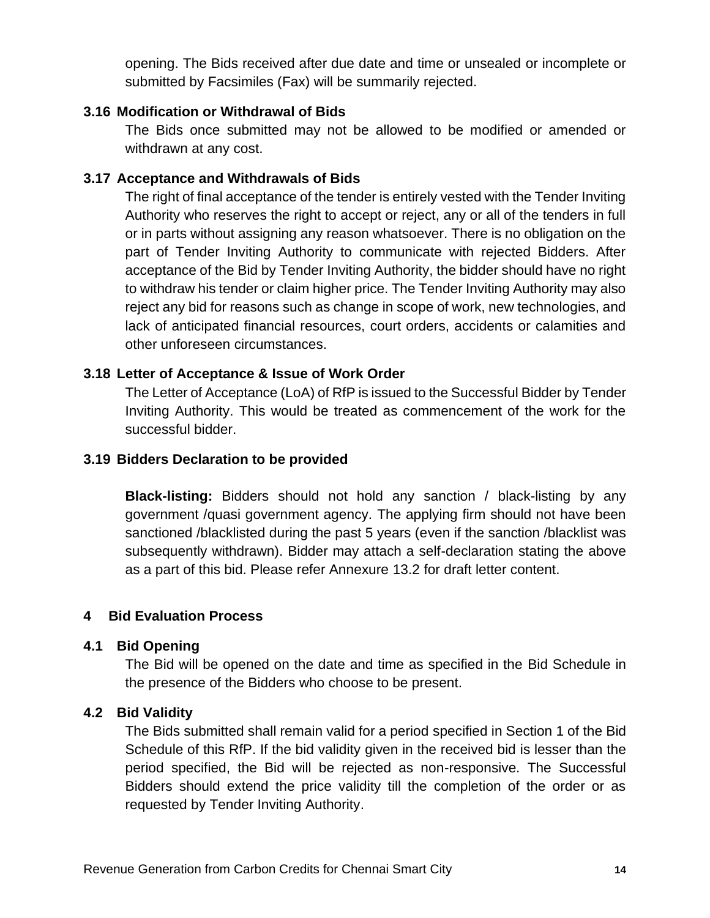opening. The Bids received after due date and time or unsealed or incomplete or submitted by Facsimiles (Fax) will be summarily rejected.

### 3.16 Modification or Withdrawal of Bids

The Bids once submitted may not be allowed to be modified or amended or withdrawn at any cost.

### 3.17 Acceptance and Withdrawals of Bids

The right of final acceptance of the tender is entirely vested with the Tender Inviting Authority who reserves the right to accept or reject, any or all of the tenders in full or in parts without assigning any reason whatsoever. There is no obligation on the part of Tender Inviting Authority to communicate with rejected Bidders. After acceptance of the Bid by Tender Inviting Authority, the bidder should have no right to withdraw his tender or claim higher price. The Tender Inviting Authority may also reject any bid for reasons such as change in scope of work, new technologies, and lack of anticipated financial resources, court orders, accidents or calamities and other unforeseen circumstances.

### 3.18 Letter of Acceptance & Issue of Work Order

The Letter of Acceptance (LoA) of RfP is issued to the Successful Bidder by Tender Inviting Authority. This would be treated as commencement of the work for the successful bidder.

### 3.19 Bidders Declaration to be provided

**Black-listing:** Bidders should not hold any sanction / black-listing by any government /quasi government agency. The applying firm should not have been sanctioned /blacklisted during the past 5 years (even if the sanction /blacklist was subsequently withdrawn). Bidder may attach a self-declaration stating the above as a part of this bid. Please refer Annexure 13.2 for draft letter content.

## 4 Bid Evaluation Process

### 4.1 Bid Opening

The Bid will be opened on the date and time as specified in the Bid Schedule in the presence of the Bidders who choose to be present.

### 4.2 Bid Validity

The Bids submitted shall remain valid for a period specified in Section 1 of the Bid Schedule of this RfP. If the bid validity given in the received bid is lesser than the period specified, the Bid will be rejected as non-responsive. The Successful Bidders should extend the price validity till the completion of the order or as requested by Tender Inviting Authority.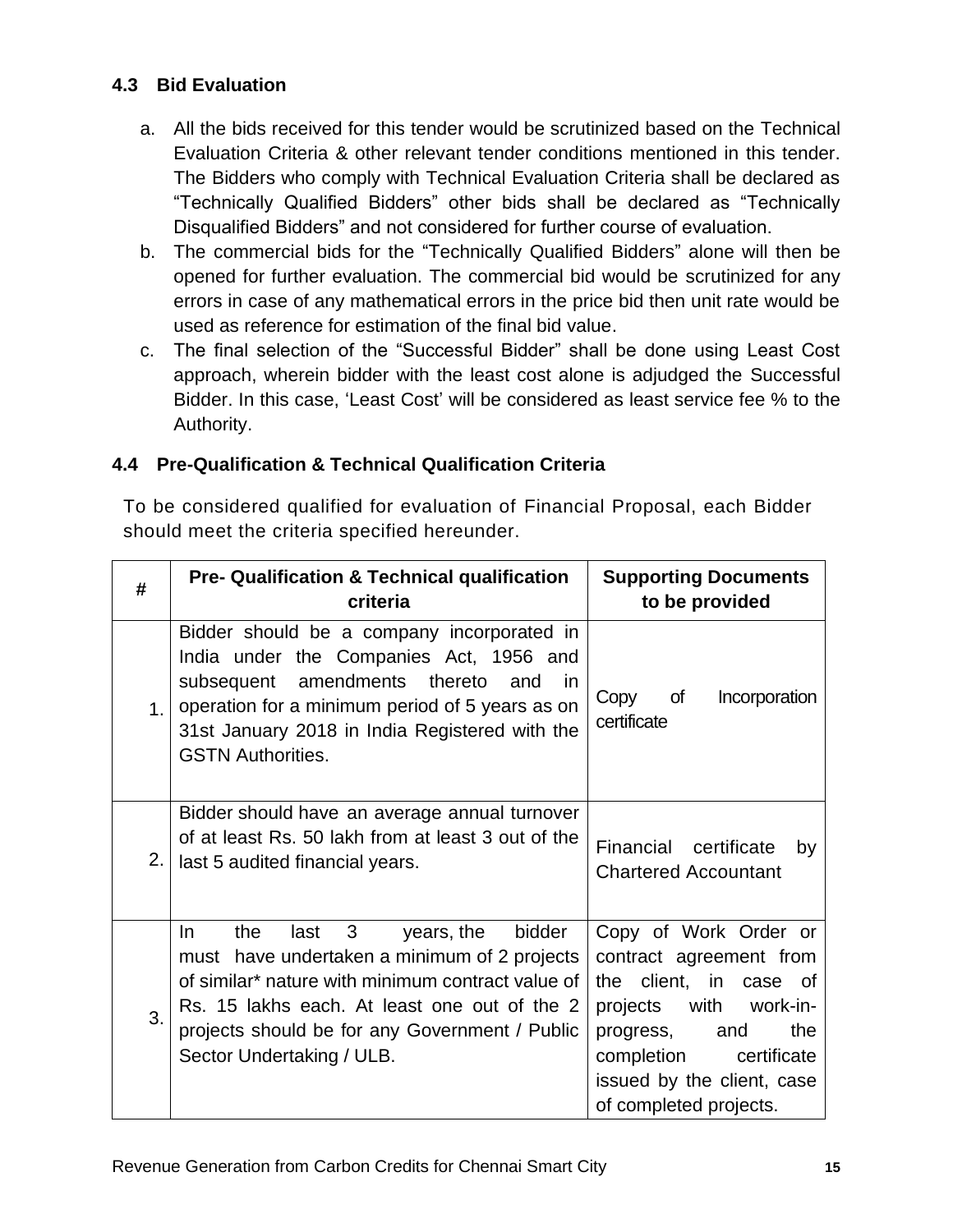### 4.3 Bid Evaluation

a. All the bids received for this tender would be scrutinized based on the Technical Evaluation Criteria & other relevant tender conditions mentioned in this tender. The Bidders who comply with Technical Evaluation Criteria shall be declared as "Technically Qualified Bidders" other bids shall be declared as "Technically Disqualified Bidders" and not considered for further course of evaluation.
b. The commercial bids for the "Technically Qualified Bidders" alone will then be opened for further evaluation. The commercial bid would be scrutinized for any errors in case of any mathematical errors in the price bid then unit rate would be used as reference for estimation of the final bid value.
c. The final selection of the "Successful Bidder" shall be done using Least Cost approach, wherein bidder with the least cost alone is adjudged the Successful Bidder. In this case, 'Least Cost' will be considered as least service fee % to the Authority.

### 4.4 Pre-Qualification & Technical Qualification Criteria

To be considered qualified for evaluation of Financial Proposal, each Bidder should meet the criteria specified hereunder.

| # | Pre- Qualification & Technical qualification criteria | Supporting Documents to be provided |
|---|---|---|
| 1. | Bidder should be a company incorporated in India under the Companies Act, 1956 and subsequent amendments thereto and in operation for a minimum period of 5 years as on 31st January 2018 in India Registered with the GSTN Authorities. | Copy of Incorporation certificate |
| 2. | Bidder should have an average annual turnover of at least Rs. 50 lakh from at least 3 out of the last 5 audited financial years. | Financial certificate by Chartered Accountant |
| 3. | In the last 3 years, the bidder must have undertaken a minimum of 2 projects of similar* nature with minimum contract value of Rs. 15 lakhs each. At least one out of the 2 projects should be for any Government / Public Sector Undertaking / ULB. | Copy of Work Order or contract agreement from the client, in case of projects with work-in-progress, and the completion certificate issued by the client, case of completed projects. |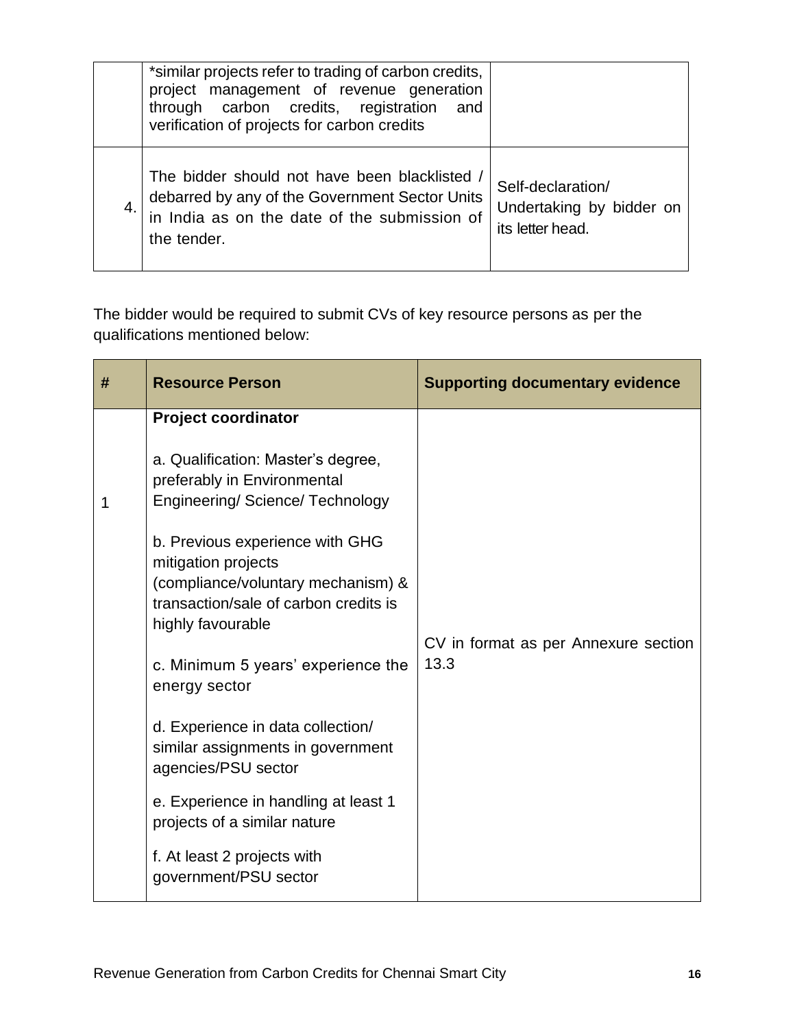|  | *similar projects refer to trading of carbon credits, project management of revenue generation through carbon credits, registration and verification of projects for carbon credits |  |
|---|---|---|
| 4. | The bidder should not have been blacklisted / debarred by any of the Government Sector Units in India as on the date of the submission of the tender. | Self-declaration/ Undertaking by bidder on its letter head. |

The bidder would be required to submit CVs of key resource persons as per the qualifications mentioned below:

| # | Resource Person | Supporting documentary evidence |
|---|---|---|
| 1 | **Project coordinator**<br><br>a. Qualification: Master's degree, preferably in Environmental Engineering/ Science/ Technology<br><br>b. Previous experience with GHG mitigation projects (compliance/voluntary mechanism) & transaction/sale of carbon credits is highly favourable<br><br>c. Minimum 5 years' experience the energy sector<br><br>d. Experience in data collection/ similar assignments in government agencies/PSU sector<br><br>e. Experience in handling at least 1 projects of a similar nature<br><br>f. At least 2 projects with government/PSU sector | CV in format as per Annexure section 13.3 |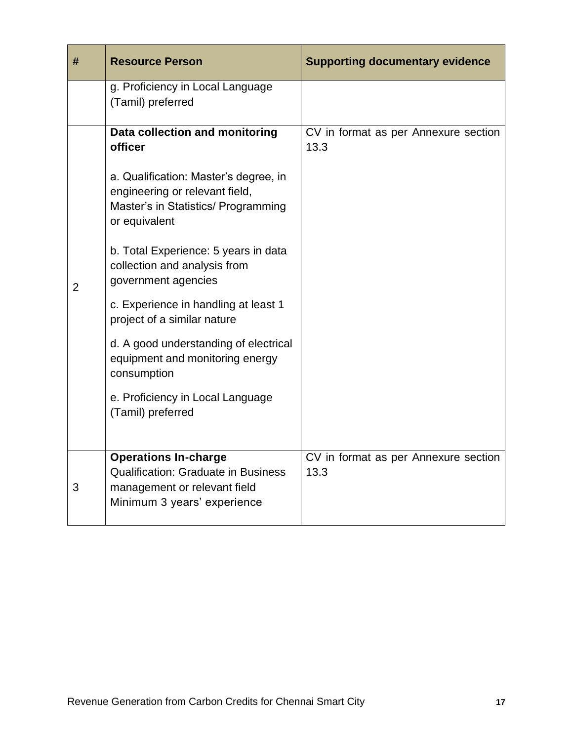| # | Resource Person | Supporting documentary evidence |
|---|---|---|
| | g. Proficiency in Local Language (Tamil) preferred | |
| 2 | **Data collection and monitoring officer**<br><br>a. Qualification: Master's degree, in engineering or relevant field, Master's in Statistics/ Programming or equivalent<br><br>b. Total Experience: 5 years in data collection and analysis from government agencies<br><br>c. Experience in handling at least 1 project of a similar nature<br><br>d. A good understanding of electrical equipment and monitoring energy consumption<br><br>e. Proficiency in Local Language (Tamil) preferred | CV in format as per Annexure section 13.3 |
| 3 | **Operations In-charge**<br>Qualification: Graduate in Business management or relevant field<br>Minimum 3 years' experience | CV in format as per Annexure section 13.3 |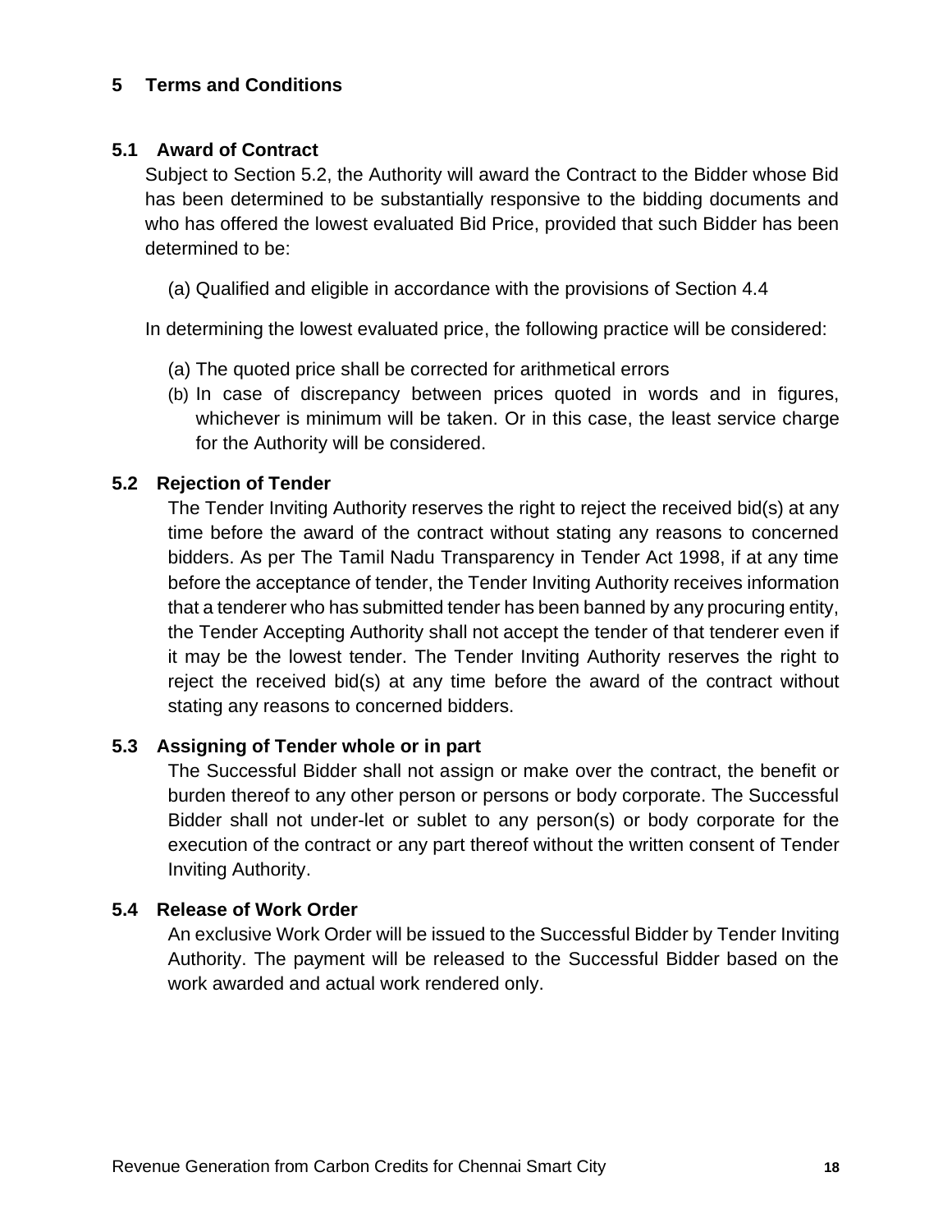## 5 Terms and Conditions

### 5.1 Award of Contract

Subject to Section 5.2, the Authority will award the Contract to the Bidder whose Bid has been determined to be substantially responsive to the bidding documents and who has offered the lowest evaluated Bid Price, provided that such Bidder has been determined to be:

(a) Qualified and eligible in accordance with the provisions of Section 4.4

In determining the lowest evaluated price, the following practice will be considered:

(a) The quoted price shall be corrected for arithmetical errors
(b) In case of discrepancy between prices quoted in words and in figures, whichever is minimum will be taken. Or in this case, the least service charge for the Authority will be considered.

### 5.2 Rejection of Tender

The Tender Inviting Authority reserves the right to reject the received bid(s) at any time before the award of the contract without stating any reasons to concerned bidders. As per The Tamil Nadu Transparency in Tender Act 1998, if at any time before the acceptance of tender, the Tender Inviting Authority receives information that a tenderer who has submitted tender has been banned by any procuring entity, the Tender Accepting Authority shall not accept the tender of that tenderer even if it may be the lowest tender. The Tender Inviting Authority reserves the right to reject the received bid(s) at any time before the award of the contract without stating any reasons to concerned bidders.

### 5.3 Assigning of Tender whole or in part

The Successful Bidder shall not assign or make over the contract, the benefit or burden thereof to any other person or persons or body corporate. The Successful Bidder shall not under-let or sublet to any person(s) or body corporate for the execution of the contract or any part thereof without the written consent of Tender Inviting Authority.

### 5.4 Release of Work Order

An exclusive Work Order will be issued to the Successful Bidder by Tender Inviting Authority. The payment will be released to the Successful Bidder based on the work awarded and actual work rendered only.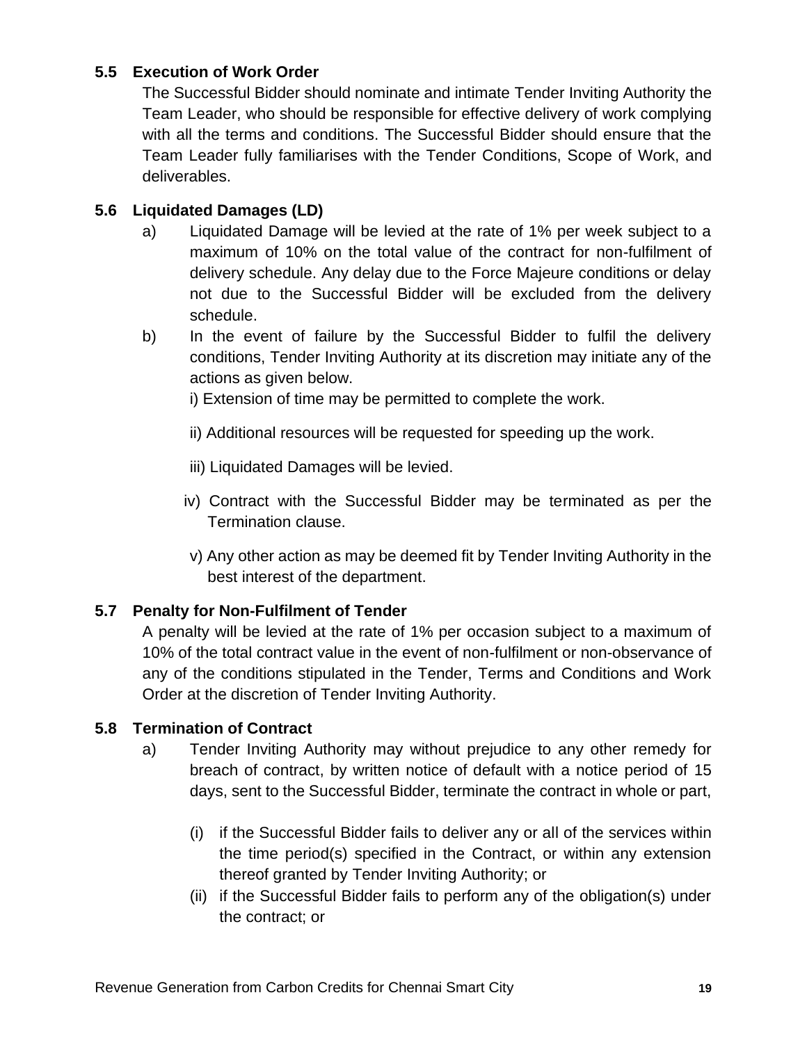### 5.5 Execution of Work Order

The Successful Bidder should nominate and intimate Tender Inviting Authority the Team Leader, who should be responsible for effective delivery of work complying with all the terms and conditions. The Successful Bidder should ensure that the Team Leader fully familiarises with the Tender Conditions, Scope of Work, and deliverables.

### 5.6 Liquidated Damages (LD)

a) Liquidated Damage will be levied at the rate of 1% per week subject to a maximum of 10% on the total value of the contract for non-fulfilment of delivery schedule. Any delay due to the Force Majeure conditions or delay not due to the Successful Bidder will be excluded from the delivery schedule.

b) In the event of failure by the Successful Bidder to fulfil the delivery conditions, Tender Inviting Authority at its discretion may initiate any of the actions as given below.

   i) Extension of time may be permitted to complete the work.

   ii) Additional resources will be requested for speeding up the work.

   iii) Liquidated Damages will be levied.

   iv) Contract with the Successful Bidder may be terminated as per the Termination clause.

   v) Any other action as may be deemed fit by Tender Inviting Authority in the best interest of the department.

### 5.7 Penalty for Non-Fulfilment of Tender

A penalty will be levied at the rate of 1% per occasion subject to a maximum of 10% of the total contract value in the event of non-fulfilment or non-observance of any of the conditions stipulated in the Tender, Terms and Conditions and Work Order at the discretion of Tender Inviting Authority.

### 5.8 Termination of Contract

a) Tender Inviting Authority may without prejudice to any other remedy for breach of contract, by written notice of default with a notice period of 15 days, sent to the Successful Bidder, terminate the contract in whole or part,

   (i) if the Successful Bidder fails to deliver any or all of the services within the time period(s) specified in the Contract, or within any extension thereof granted by Tender Inviting Authority; or

   (ii) if the Successful Bidder fails to perform any of the obligation(s) under the contract; or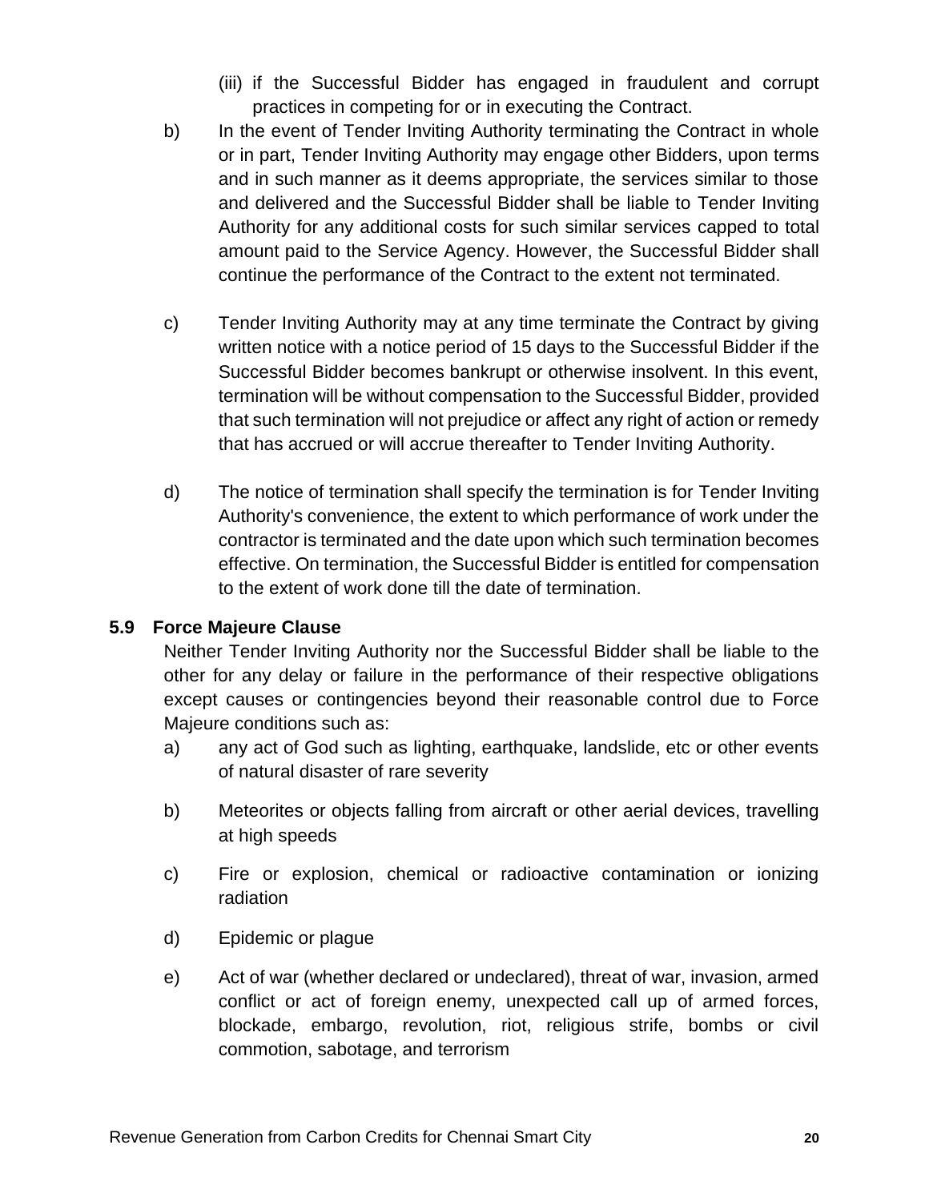(iii) if the Successful Bidder has engaged in fraudulent and corrupt practices in competing for or in executing the Contract.

b) In the event of Tender Inviting Authority terminating the Contract in whole or in part, Tender Inviting Authority may engage other Bidders, upon terms and in such manner as it deems appropriate, the services similar to those and delivered and the Successful Bidder shall be liable to Tender Inviting Authority for any additional costs for such similar services capped to total amount paid to the Service Agency. However, the Successful Bidder shall continue the performance of the Contract to the extent not terminated.

c) Tender Inviting Authority may at any time terminate the Contract by giving written notice with a notice period of 15 days to the Successful Bidder if the Successful Bidder becomes bankrupt or otherwise insolvent. In this event, termination will be without compensation to the Successful Bidder, provided that such termination will not prejudice or affect any right of action or remedy that has accrued or will accrue thereafter to Tender Inviting Authority.

d) The notice of termination shall specify the termination is for Tender Inviting Authority's convenience, the extent to which performance of work under the contractor is terminated and the date upon which such termination becomes effective. On termination, the Successful Bidder is entitled for compensation to the extent of work done till the date of termination.

### 5.9 Force Majeure Clause

Neither Tender Inviting Authority nor the Successful Bidder shall be liable to the other for any delay or failure in the performance of their respective obligations except causes or contingencies beyond their reasonable control due to Force Majeure conditions such as:

a) any act of God such as lighting, earthquake, landslide, etc or other events of natural disaster of rare severity

b) Meteorites or objects falling from aircraft or other aerial devices, travelling at high speeds

c) Fire or explosion, chemical or radioactive contamination or ionizing radiation

d) Epidemic or plague

e) Act of war (whether declared or undeclared), threat of war, invasion, armed conflict or act of foreign enemy, unexpected call up of armed forces, blockade, embargo, revolution, riot, religious strife, bombs or civil commotion, sabotage, and terrorism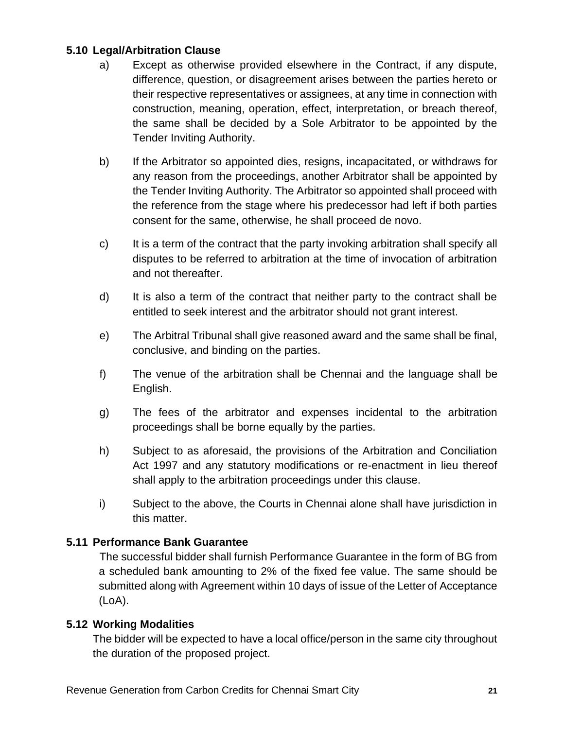### 5.10 Legal/Arbitration Clause

a) Except as otherwise provided elsewhere in the Contract, if any dispute, difference, question, or disagreement arises between the parties hereto or their respective representatives or assignees, at any time in connection with construction, meaning, operation, effect, interpretation, or breach thereof, the same shall be decided by a Sole Arbitrator to be appointed by the Tender Inviting Authority.

b) If the Arbitrator so appointed dies, resigns, incapacitated, or withdraws for any reason from the proceedings, another Arbitrator shall be appointed by the Tender Inviting Authority. The Arbitrator so appointed shall proceed with the reference from the stage where his predecessor had left if both parties consent for the same, otherwise, he shall proceed de novo.

c) It is a term of the contract that the party invoking arbitration shall specify all disputes to be referred to arbitration at the time of invocation of arbitration and not thereafter.

d) It is also a term of the contract that neither party to the contract shall be entitled to seek interest and the arbitrator should not grant interest.

e) The Arbitral Tribunal shall give reasoned award and the same shall be final, conclusive, and binding on the parties.

f) The venue of the arbitration shall be Chennai and the language shall be English.

g) The fees of the arbitrator and expenses incidental to the arbitration proceedings shall be borne equally by the parties.

h) Subject to as aforesaid, the provisions of the Arbitration and Conciliation Act 1997 and any statutory modifications or re-enactment in lieu thereof shall apply to the arbitration proceedings under this clause.

i) Subject to the above, the Courts in Chennai alone shall have jurisdiction in this matter.

### 5.11 Performance Bank Guarantee

The successful bidder shall furnish Performance Guarantee in the form of BG from a scheduled bank amounting to 2% of the fixed fee value. The same should be submitted along with Agreement within 10 days of issue of the Letter of Acceptance (LoA).

### 5.12 Working Modalities

The bidder will be expected to have a local office/person in the same city throughout the duration of the proposed project.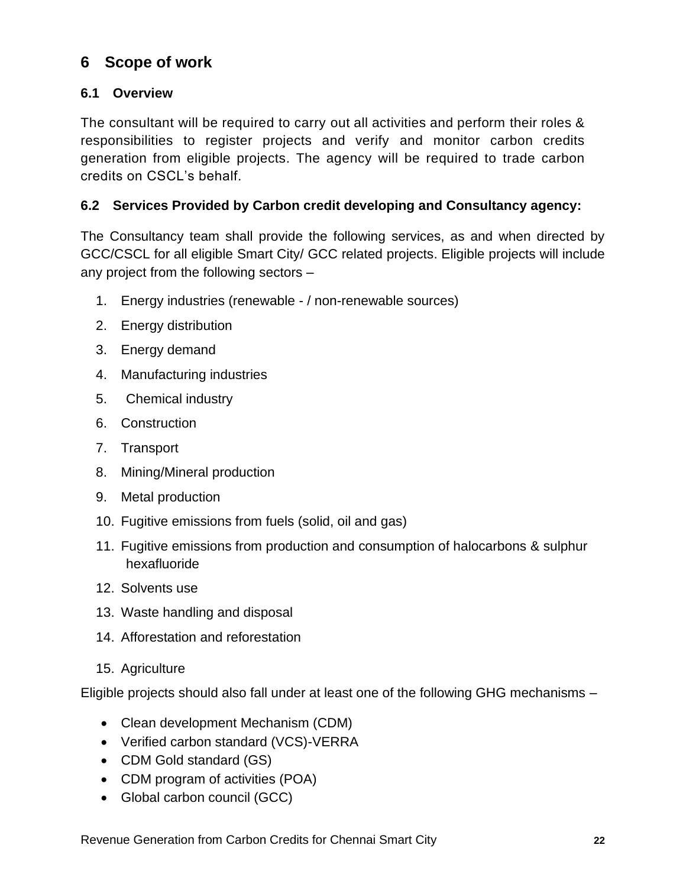# 6 Scope of work

## 6.1 Overview

The consultant will be required to carry out all activities and perform their roles & responsibilities to register projects and verify and monitor carbon credits generation from eligible projects. The agency will be required to trade carbon credits on CSCL's behalf.

## 6.2 Services Provided by Carbon credit developing and Consultancy agency:

The Consultancy team shall provide the following services, as and when directed by GCC/CSCL for all eligible Smart City/ GCC related projects. Eligible projects will include any project from the following sectors –

1. Energy industries (renewable - / non-renewable sources)
2. Energy distribution
3. Energy demand
4. Manufacturing industries
5. Chemical industry
6. Construction
7. Transport
8. Mining/Mineral production
9. Metal production
10. Fugitive emissions from fuels (solid, oil and gas)
11. Fugitive emissions from production and consumption of halocarbons & sulphur hexafluoride
12. Solvents use
13. Waste handling and disposal
14. Afforestation and reforestation
15. Agriculture

Eligible projects should also fall under at least one of the following GHG mechanisms –

- Clean development Mechanism (CDM)
- Verified carbon standard (VCS)-VERRA
- CDM Gold standard (GS)
- CDM program of activities (POA)
- Global carbon council (GCC)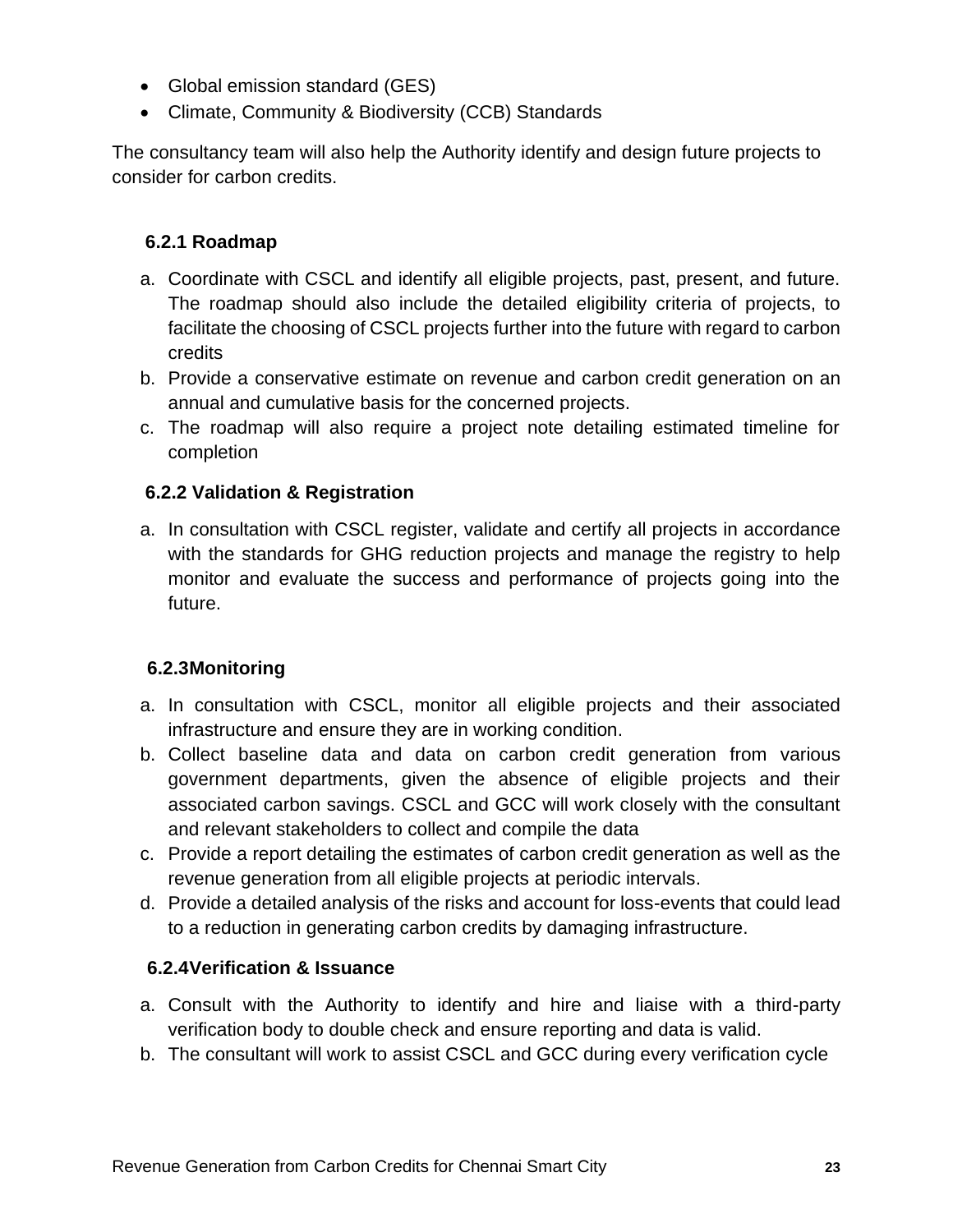- Global emission standard (GES)
- Climate, Community & Biodiversity (CCB) Standards

The consultancy team will also help the Authority identify and design future projects to consider for carbon credits.

### 6.2.1 Roadmap

a. Coordinate with CSCL and identify all eligible projects, past, present, and future. The roadmap should also include the detailed eligibility criteria of projects, to facilitate the choosing of CSCL projects further into the future with regard to carbon credits
b. Provide a conservative estimate on revenue and carbon credit generation on an annual and cumulative basis for the concerned projects.
c. The roadmap will also require a project note detailing estimated timeline for completion

### 6.2.2 Validation & Registration

a. In consultation with CSCL register, validate and certify all projects in accordance with the standards for GHG reduction projects and manage the registry to help monitor and evaluate the success and performance of projects going into the future.

### 6.2.3Monitoring

a. In consultation with CSCL, monitor all eligible projects and their associated infrastructure and ensure they are in working condition.
b. Collect baseline data and data on carbon credit generation from various government departments, given the absence of eligible projects and their associated carbon savings. CSCL and GCC will work closely with the consultant and relevant stakeholders to collect and compile the data
c. Provide a report detailing the estimates of carbon credit generation as well as the revenue generation from all eligible projects at periodic intervals.
d. Provide a detailed analysis of the risks and account for loss-events that could lead to a reduction in generating carbon credits by damaging infrastructure.

### 6.2.4Verification & Issuance

a. Consult with the Authority to identify and hire and liaise with a third-party verification body to double check and ensure reporting and data is valid.
b. The consultant will work to assist CSCL and GCC during every verification cycle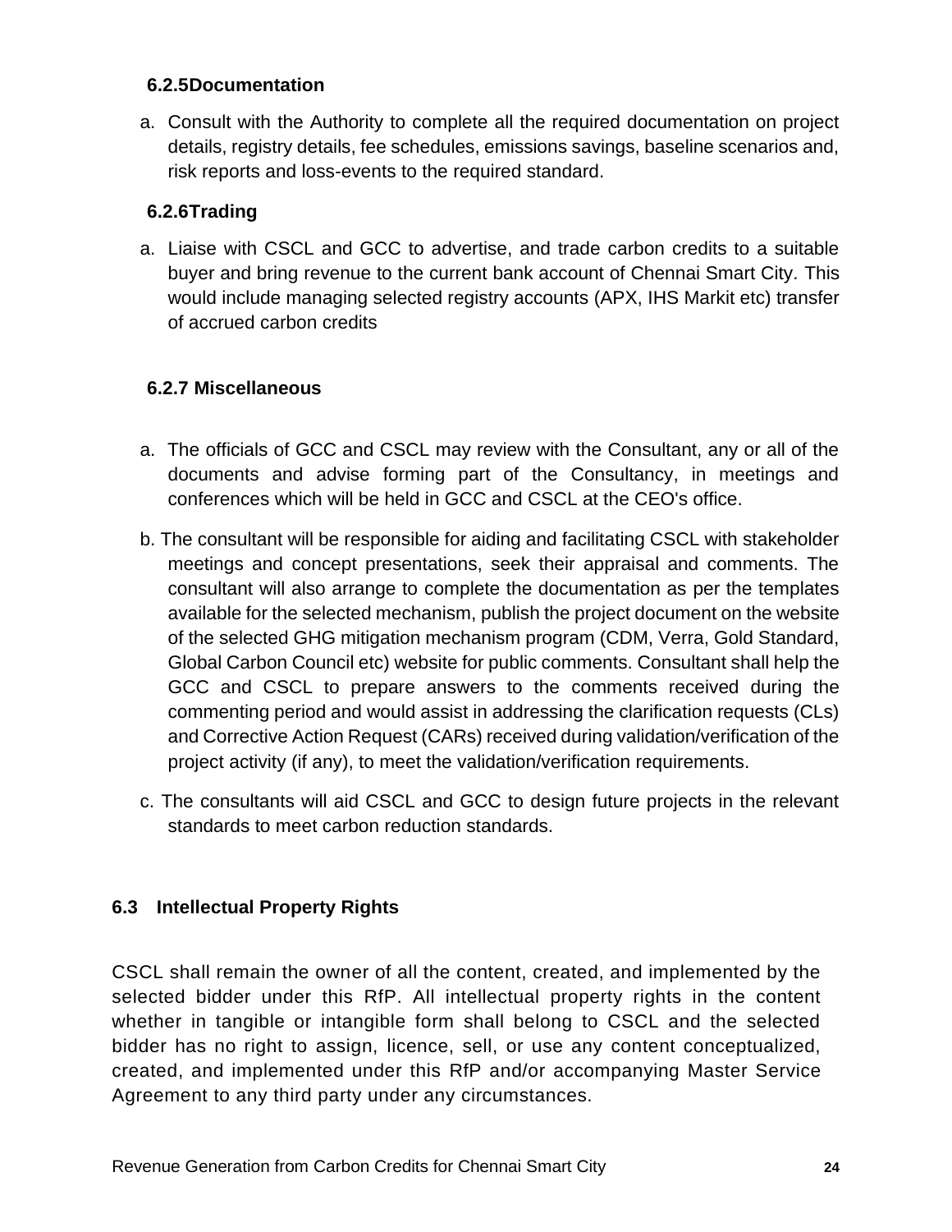#### 6.2.5 Documentation

a. Consult with the Authority to complete all the required documentation on project details, registry details, fee schedules, emissions savings, baseline scenarios and, risk reports and loss-events to the required standard.

#### 6.2.6 Trading

a. Liaise with CSCL and GCC to advertise, and trade carbon credits to a suitable buyer and bring revenue to the current bank account of Chennai Smart City. This would include managing selected registry accounts (APX, IHS Markit etc) transfer of accrued carbon credits

#### 6.2.7 Miscellaneous

a. The officials of GCC and CSCL may review with the Consultant, any or all of the documents and advise forming part of the Consultancy, in meetings and conferences which will be held in GCC and CSCL at the CEO's office.

b. The consultant will be responsible for aiding and facilitating CSCL with stakeholder meetings and concept presentations, seek their appraisal and comments. The consultant will also arrange to complete the documentation as per the templates available for the selected mechanism, publish the project document on the website of the selected GHG mitigation mechanism program (CDM, Verra, Gold Standard, Global Carbon Council etc) website for public comments. Consultant shall help the GCC and CSCL to prepare answers to the comments received during the commenting period and would assist in addressing the clarification requests (CLs) and Corrective Action Request (CARs) received during validation/verification of the project activity (if any), to meet the validation/verification requirements.

c. The consultants will aid CSCL and GCC to design future projects in the relevant standards to meet carbon reduction standards.

### 6.3 Intellectual Property Rights

CSCL shall remain the owner of all the content, created, and implemented by the selected bidder under this RfP. All intellectual property rights in the content whether in tangible or intangible form shall belong to CSCL and the selected bidder has no right to assign, licence, sell, or use any content conceptualized, created, and implemented under this RfP and/or accompanying Master Service Agreement to any third party under any circumstances.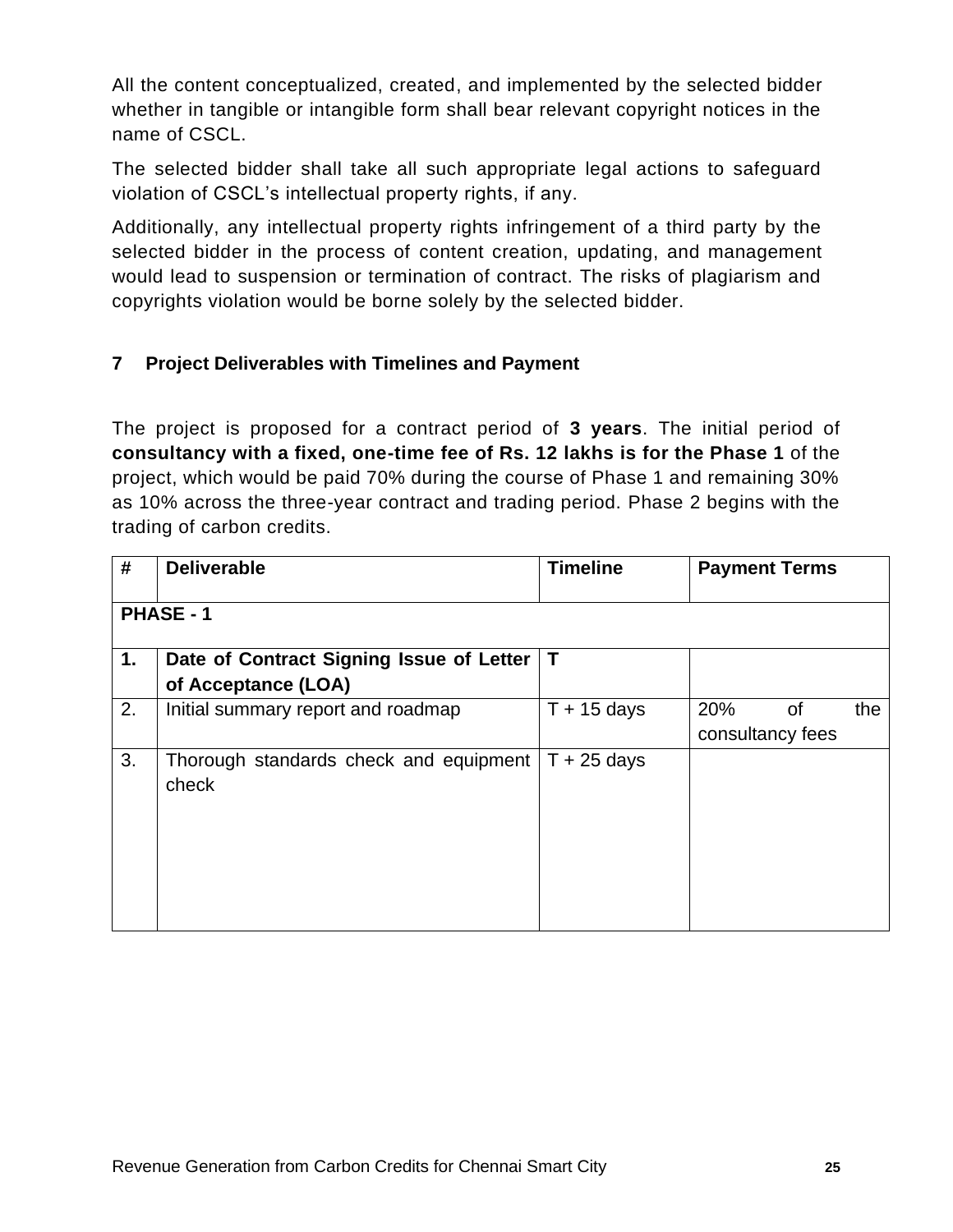All the content conceptualized, created, and implemented by the selected bidder whether in tangible or intangible form shall bear relevant copyright notices in the name of CSCL.

The selected bidder shall take all such appropriate legal actions to safeguard violation of CSCL's intellectual property rights, if any.

Additionally, any intellectual property rights infringement of a third party by the selected bidder in the process of content creation, updating, and management would lead to suspension or termination of contract. The risks of plagiarism and copyrights violation would be borne solely by the selected bidder.

## 7 Project Deliverables with Timelines and Payment

The project is proposed for a contract period of **3 years**. The initial period of **consultancy with a fixed, one-time fee of Rs. 12 lakhs is for the Phase 1** of the project, which would be paid 70% during the course of Phase 1 and remaining 30% as 10% across the three-year contract and trading period. Phase 2 begins with the trading of carbon credits.

| # | Deliverable | Timeline | Payment Terms |
|---|---|---|---|
| **PHASE - 1** | | | |
| **1.** | **Date of Contract Signing Issue of Letter of Acceptance (LOA)** | **T** | |
| 2. | Initial summary report and roadmap | T + 15 days | 20% of the consultancy fees |
| 3. | Thorough standards check and equipment check | T + 25 days | |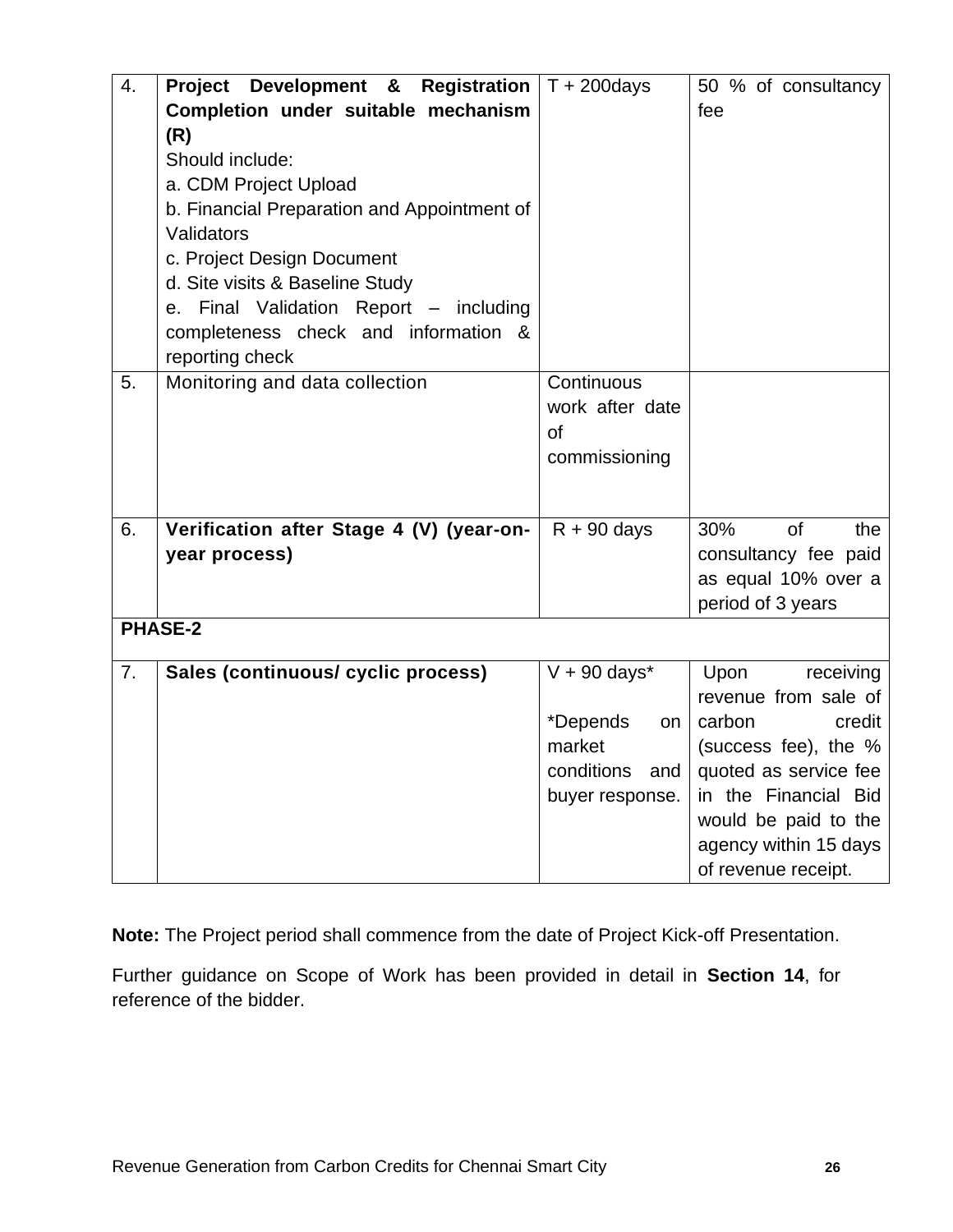| 4. | **Project Development & Registration Completion under suitable mechanism (R)**<br>Should include:<br>a. CDM Project Upload<br>b. Financial Preparation and Appointment of Validators<br>c. Project Design Document<br>d. Site visits & Baseline Study<br>e. Final Validation Report – including completeness check and information & reporting check | T + 200days | 50 % of consultancy fee |
|---|---|---|---|
| 5. | Monitoring and data collection | Continuous work after date of commissioning | |
| 6. | **Verification after Stage 4 (V) (year-on-year process)** | R + 90 days | 30% of the consultancy fee paid as equal 10% over a period of 3 years |
| **PHASE-2** | | | |
| 7. | **Sales (continuous/ cyclic process)** | V + 90 days*<br><br>*Depends on market conditions and buyer response. | Upon receiving revenue from sale of carbon credit (success fee), the % quoted as service fee in the Financial Bid would be paid to the agency within 15 days of revenue receipt. |

**Note:** The Project period shall commence from the date of Project Kick-off Presentation.

Further guidance on Scope of Work has been provided in detail in **Section 14**, for reference of the bidder.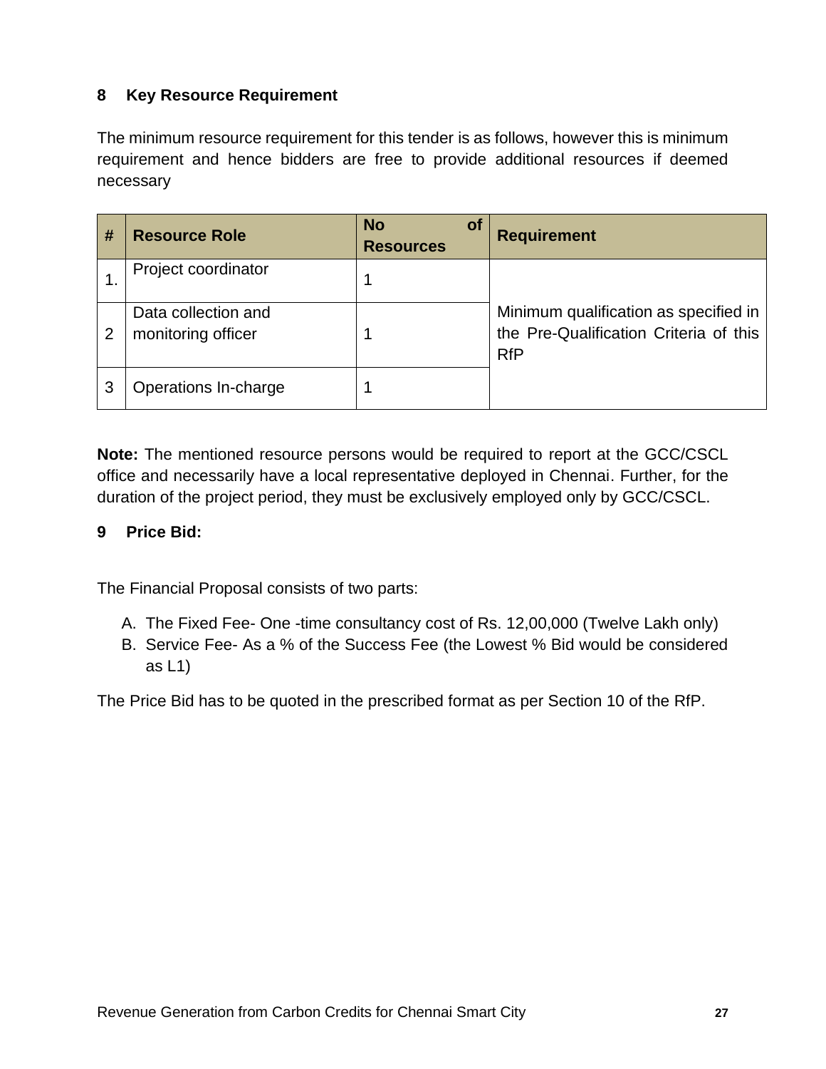## 8 Key Resource Requirement

The minimum resource requirement for this tender is as follows, however this is minimum requirement and hence bidders are free to provide additional resources if deemed necessary

| # | Resource Role | No of Resources | Requirement |
|---|---|---|---|
| 1. | Project coordinator | 1 | Minimum qualification as specified in the Pre-Qualification Criteria of this RfP |
| 2 | Data collection and monitoring officer | 1 | |
| 3 | Operations In-charge | 1 | |

**Note:** The mentioned resource persons would be required to report at the GCC/CSCL office and necessarily have a local representative deployed in Chennai. Further, for the duration of the project period, they must be exclusively employed only by GCC/CSCL.

## 9 Price Bid:

The Financial Proposal consists of two parts:

A. The Fixed Fee- One -time consultancy cost of Rs. 12,00,000 (Twelve Lakh only)
B. Service Fee- As a % of the Success Fee (the Lowest % Bid would be considered as L1)

The Price Bid has to be quoted in the prescribed format as per Section 10 of the RfP.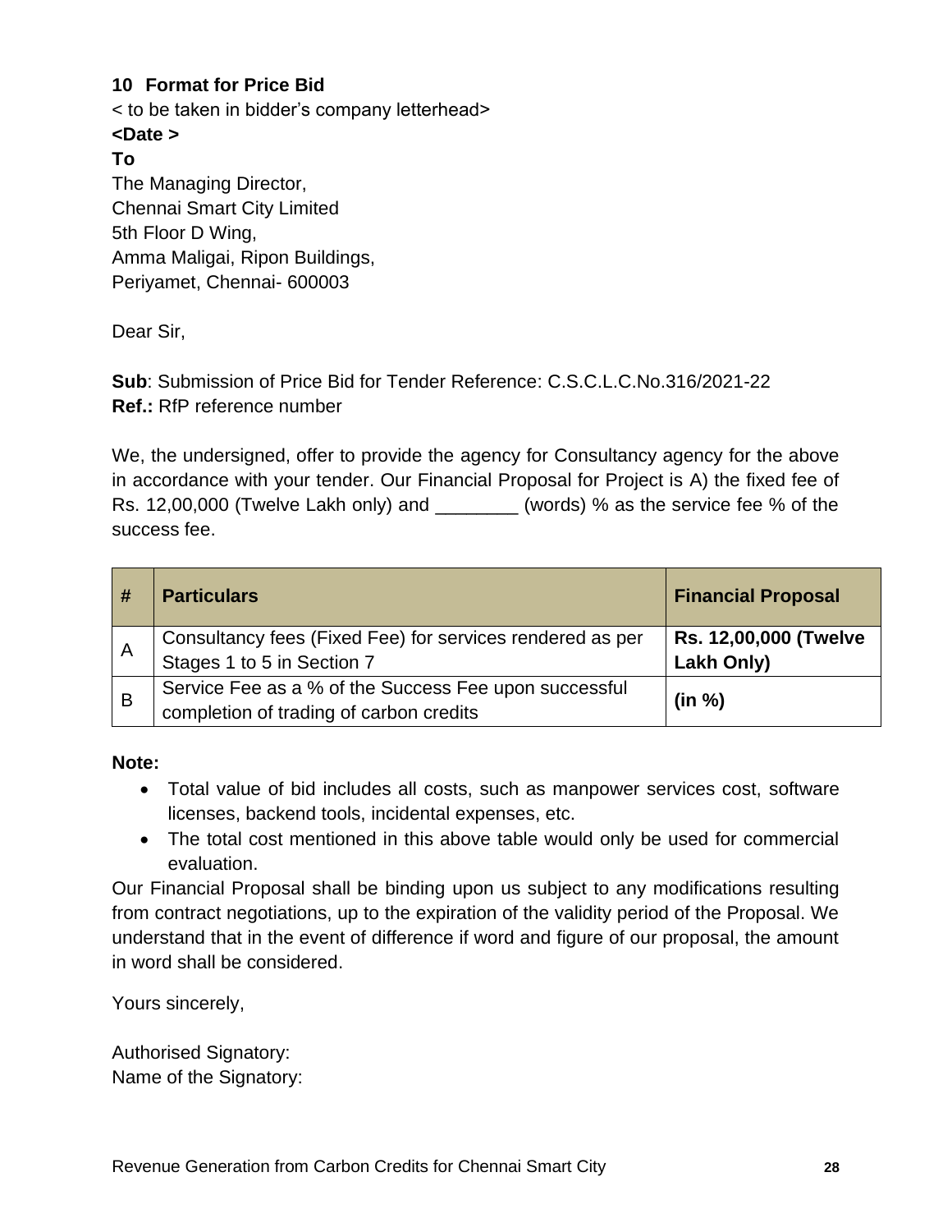## 10 Format for Price Bid

< to be taken in bidder's company letterhead>

**<Date >**

**To**

The Managing Director,
Chennai Smart City Limited
5th Floor D Wing,
Amma Maligai, Ripon Buildings,
Periyamet, Chennai- 600003

Dear Sir,

**Sub**: Submission of Price Bid for Tender Reference: C.S.C.L.C.No.316/2021-22
**Ref.:** RfP reference number

We, the undersigned, offer to provide the agency for Consultancy agency for the above in accordance with your tender. Our Financial Proposal for Project is A) the fixed fee of Rs. 12,00,000 (Twelve Lakh only) and ________ (words) % as the service fee % of the success fee.

| # | Particulars | Financial Proposal |
|---|---|---|
| A | Consultancy fees (Fixed Fee) for services rendered as per Stages 1 to 5 in Section 7 | **Rs. 12,00,000 (Twelve Lakh Only)** |
| B | Service Fee as a % of the Success Fee upon successful completion of trading of carbon credits | **(in %)** |

**Note:**

- Total value of bid includes all costs, such as manpower services cost, software licenses, backend tools, incidental expenses, etc.
- The total cost mentioned in this above table would only be used for commercial evaluation.

Our Financial Proposal shall be binding upon us subject to any modifications resulting from contract negotiations, up to the expiration of the validity period of the Proposal. We understand that in the event of difference if word and figure of our proposal, the amount in word shall be considered.

Yours sincerely,

Authorised Signatory:
Name of the Signatory: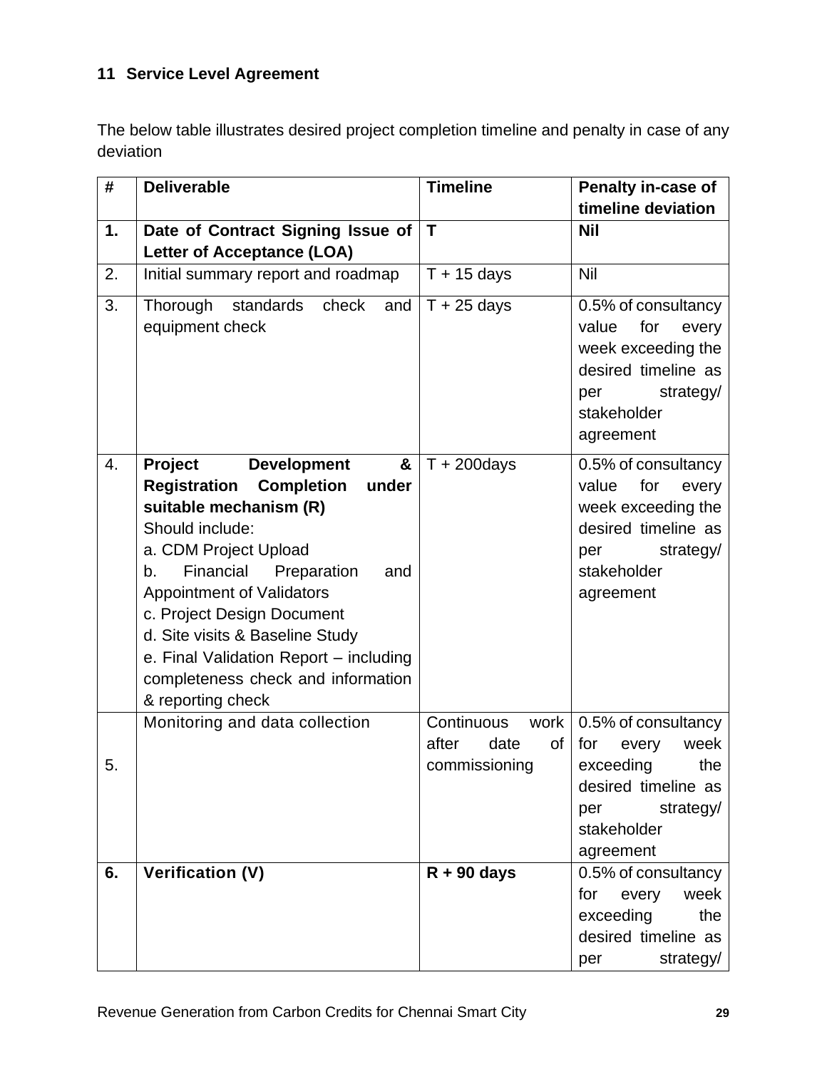## 11 Service Level Agreement

The below table illustrates desired project completion timeline and penalty in case of any deviation

| # | Deliverable | Timeline | Penalty in-case of timeline deviation |
|---|---|---|---|
| **1.** | **Date of Contract Signing Issue of Letter of Acceptance (LOA)** | **T** | **Nil** |
| 2. | Initial summary report and roadmap | T + 15 days | Nil |
| 3. | Thorough standards check and equipment check | T + 25 days | 0.5% of consultancy value for every week exceeding the desired timeline as per strategy/ stakeholder agreement |
| 4. | **Project Development & Registration Completion under suitable mechanism (R)**<br>Should include:<br>a. CDM Project Upload<br>b. Financial Preparation and Appointment of Validators<br>c. Project Design Document<br>d. Site visits & Baseline Study<br>e. Final Validation Report – including completeness check and information & reporting check | T + 200days | 0.5% of consultancy value for every week exceeding the desired timeline as per strategy/ stakeholder agreement |
| 5. | Monitoring and data collection | Continuous work after date of commissioning | 0.5% of consultancy for every week exceeding the desired timeline as per strategy/ stakeholder agreement |
| **6.** | **Verification (V)** | **R + 90 days** | 0.5% of consultancy for every week exceeding the desired timeline as per strategy/ |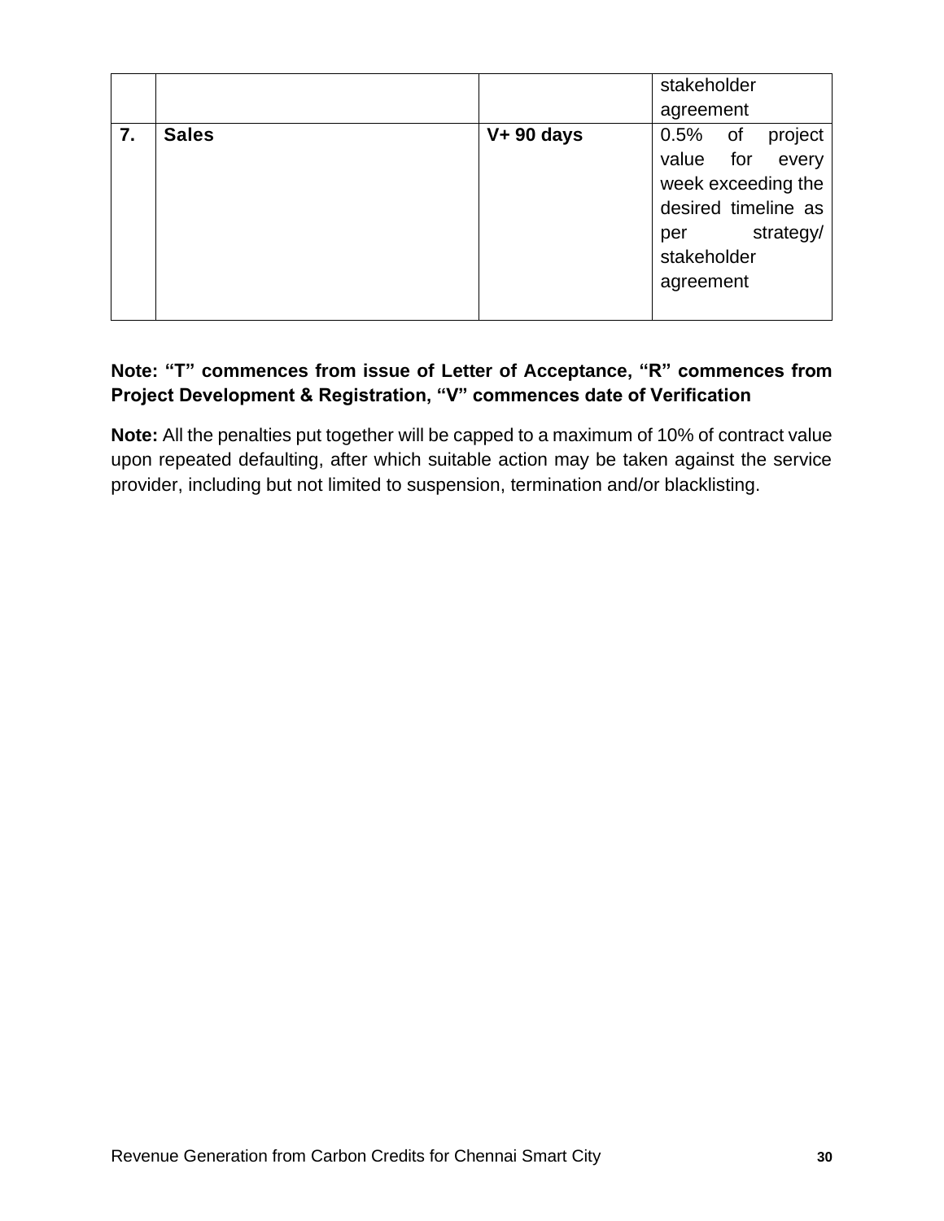|  |  |  | stakeholder agreement |
| --- | --- | --- | --- |
| **7.** | **Sales** | **V+ 90 days** | 0.5% of project value for every week exceeding the desired timeline as per strategy/ stakeholder agreement |

**Note: “T” commences from issue of Letter of Acceptance, “R” commences from Project Development & Registration, “V” commences date of Verification**

**Note:** All the penalties put together will be capped to a maximum of 10% of contract value upon repeated defaulting, after which suitable action may be taken against the service provider, including but not limited to suspension, termination and/or blacklisting.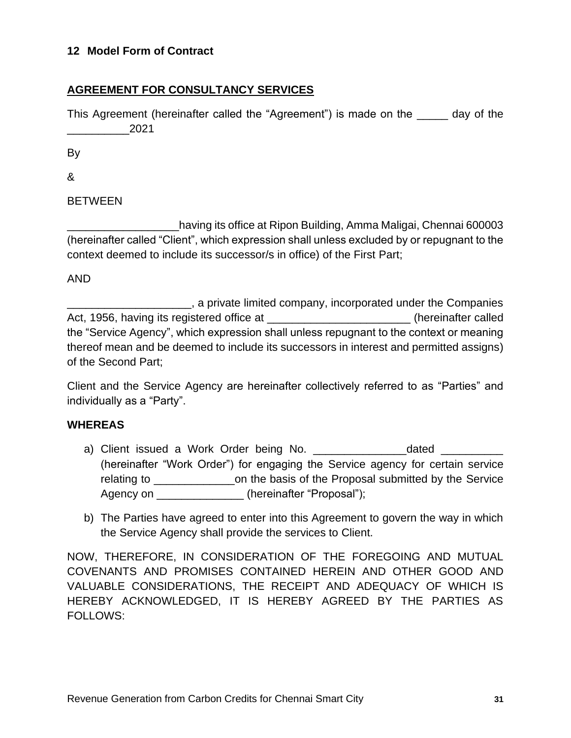## 12 Model Form of Contract

**AGREEMENT FOR CONSULTANCY SERVICES**

This Agreement (hereinafter called the "Agreement") is made on the _____ day of the __________2021

By

&

BETWEEN

__________________having its office at Ripon Building, Amma Maligai, Chennai 600003 (hereinafter called "Client", which expression shall unless excluded by or repugnant to the context deemed to include its successor/s in office) of the First Part;

AND

____________________, a private limited company, incorporated under the Companies Act, 1956, having its registered office at _______________________ (hereinafter called the "Service Agency", which expression shall unless repugnant to the context or meaning thereof mean and be deemed to include its successors in interest and permitted assigns) of the Second Part;

Client and the Service Agency are hereinafter collectively referred to as "Parties" and individually as a "Party".

**WHEREAS**

a) Client issued a Work Order being No. _______________dated __________ (hereinafter "Work Order") for engaging the Service agency for certain service relating to _____________on the basis of the Proposal submitted by the Service Agency on ______________ (hereinafter "Proposal");

b) The Parties have agreed to enter into this Agreement to govern the way in which the Service Agency shall provide the services to Client.

NOW, THEREFORE, IN CONSIDERATION OF THE FOREGOING AND MUTUAL COVENANTS AND PROMISES CONTAINED HEREIN AND OTHER GOOD AND VALUABLE CONSIDERATIONS, THE RECEIPT AND ADEQUACY OF WHICH IS HEREBY ACKNOWLEDGED, IT IS HEREBY AGREED BY THE PARTIES AS FOLLOWS: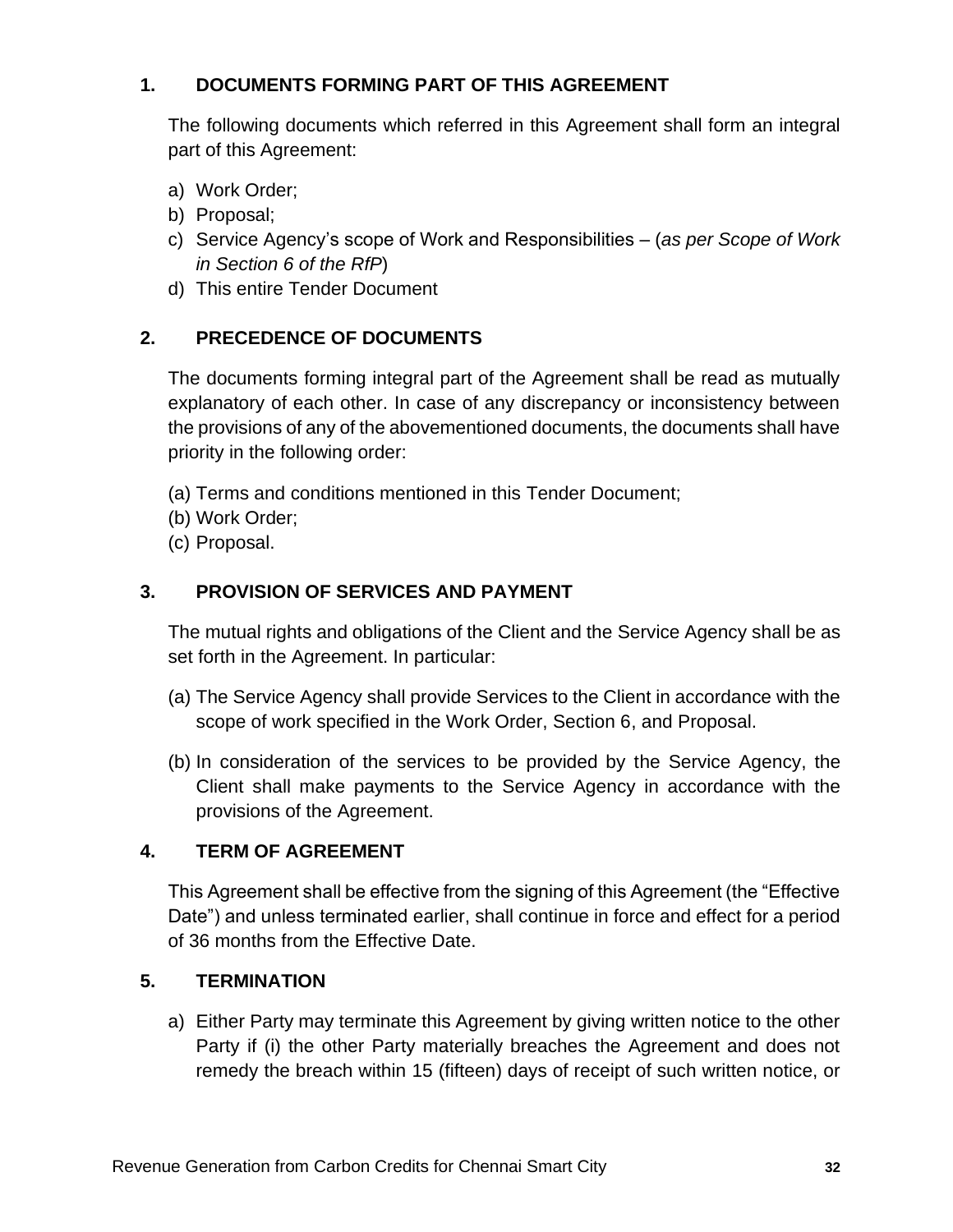## 1. DOCUMENTS FORMING PART OF THIS AGREEMENT

The following documents which referred in this Agreement shall form an integral part of this Agreement:

a) Work Order;
b) Proposal;
c) Service Agency's scope of Work and Responsibilities – (*as per Scope of Work in Section 6 of the RfP*)
d) This entire Tender Document

## 2. PRECEDENCE OF DOCUMENTS

The documents forming integral part of the Agreement shall be read as mutually explanatory of each other. In case of any discrepancy or inconsistency between the provisions of any of the abovementioned documents, the documents shall have priority in the following order:

(a) Terms and conditions mentioned in this Tender Document;
(b) Work Order;
(c) Proposal.

## 3. PROVISION OF SERVICES AND PAYMENT

The mutual rights and obligations of the Client and the Service Agency shall be as set forth in the Agreement. In particular:

(a) The Service Agency shall provide Services to the Client in accordance with the scope of work specified in the Work Order, Section 6, and Proposal.

(b) In consideration of the services to be provided by the Service Agency, the Client shall make payments to the Service Agency in accordance with the provisions of the Agreement.

## 4. TERM OF AGREEMENT

This Agreement shall be effective from the signing of this Agreement (the "Effective Date") and unless terminated earlier, shall continue in force and effect for a period of 36 months from the Effective Date.

## 5. TERMINATION

a) Either Party may terminate this Agreement by giving written notice to the other Party if (i) the other Party materially breaches the Agreement and does not remedy the breach within 15 (fifteen) days of receipt of such written notice, or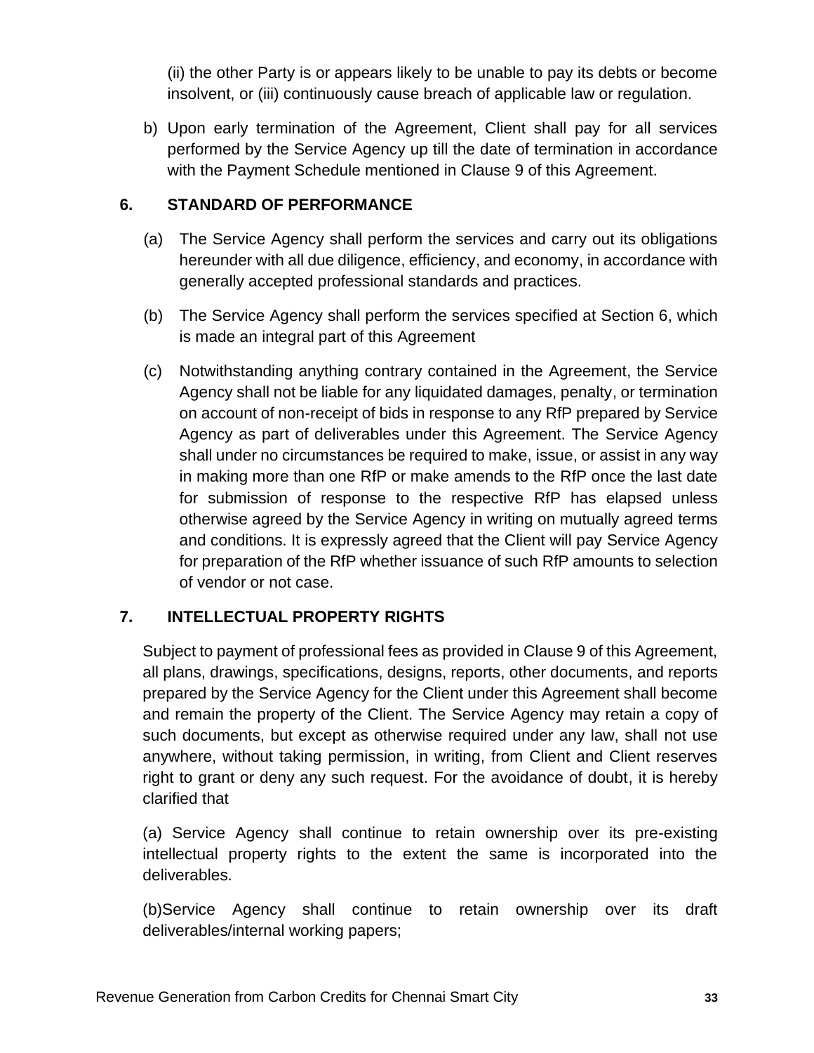(ii) the other Party is or appears likely to be unable to pay its debts or become insolvent, or (iii) continuously cause breach of applicable law or regulation.

b) Upon early termination of the Agreement, Client shall pay for all services performed by the Service Agency up till the date of termination in accordance with the Payment Schedule mentioned in Clause 9 of this Agreement.

## 6. STANDARD OF PERFORMANCE

(a) The Service Agency shall perform the services and carry out its obligations hereunder with all due diligence, efficiency, and economy, in accordance with generally accepted professional standards and practices.

(b) The Service Agency shall perform the services specified at Section 6, which is made an integral part of this Agreement

(c) Notwithstanding anything contrary contained in the Agreement, the Service Agency shall not be liable for any liquidated damages, penalty, or termination on account of non-receipt of bids in response to any RfP prepared by Service Agency as part of deliverables under this Agreement. The Service Agency shall under no circumstances be required to make, issue, or assist in any way in making more than one RfP or make amends to the RfP once the last date for submission of response to the respective RfP has elapsed unless otherwise agreed by the Service Agency in writing on mutually agreed terms and conditions. It is expressly agreed that the Client will pay Service Agency for preparation of the RfP whether issuance of such RfP amounts to selection of vendor or not case.

## 7. INTELLECTUAL PROPERTY RIGHTS

Subject to payment of professional fees as provided in Clause 9 of this Agreement, all plans, drawings, specifications, designs, reports, other documents, and reports prepared by the Service Agency for the Client under this Agreement shall become and remain the property of the Client. The Service Agency may retain a copy of such documents, but except as otherwise required under any law, shall not use anywhere, without taking permission, in writing, from Client and Client reserves right to grant or deny any such request. For the avoidance of doubt, it is hereby clarified that

(a) Service Agency shall continue to retain ownership over its pre-existing intellectual property rights to the extent the same is incorporated into the deliverables.

(b)Service Agency shall continue to retain ownership over its draft deliverables/internal working papers;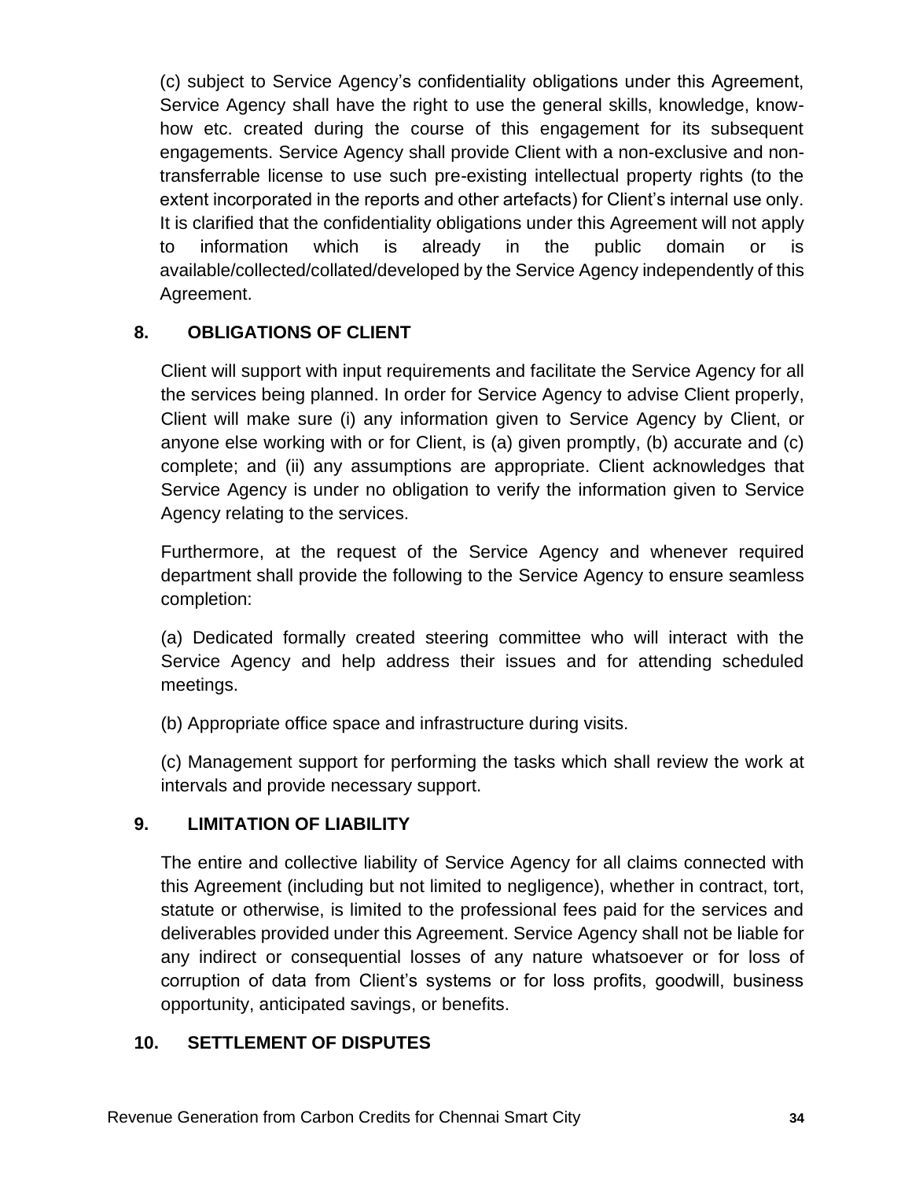(c) subject to Service Agency's confidentiality obligations under this Agreement, Service Agency shall have the right to use the general skills, knowledge, know-how etc. created during the course of this engagement for its subsequent engagements. Service Agency shall provide Client with a non-exclusive and non-transferrable license to use such pre-existing intellectual property rights (to the extent incorporated in the reports and other artefacts) for Client's internal use only. It is clarified that the confidentiality obligations under this Agreement will not apply to information which is already in the public domain or is available/collected/collated/developed by the Service Agency independently of this Agreement.

## 8. OBLIGATIONS OF CLIENT

Client will support with input requirements and facilitate the Service Agency for all the services being planned. In order for Service Agency to advise Client properly, Client will make sure (i) any information given to Service Agency by Client, or anyone else working with or for Client, is (a) given promptly, (b) accurate and (c) complete; and (ii) any assumptions are appropriate. Client acknowledges that Service Agency is under no obligation to verify the information given to Service Agency relating to the services.

Furthermore, at the request of the Service Agency and whenever required department shall provide the following to the Service Agency to ensure seamless completion:

(a) Dedicated formally created steering committee who will interact with the Service Agency and help address their issues and for attending scheduled meetings.

(b) Appropriate office space and infrastructure during visits.

(c) Management support for performing the tasks which shall review the work at intervals and provide necessary support.

## 9. LIMITATION OF LIABILITY

The entire and collective liability of Service Agency for all claims connected with this Agreement (including but not limited to negligence), whether in contract, tort, statute or otherwise, is limited to the professional fees paid for the services and deliverables provided under this Agreement. Service Agency shall not be liable for any indirect or consequential losses of any nature whatsoever or for loss of corruption of data from Client's systems or for loss profits, goodwill, business opportunity, anticipated savings, or benefits.

## 10. SETTLEMENT OF DISPUTES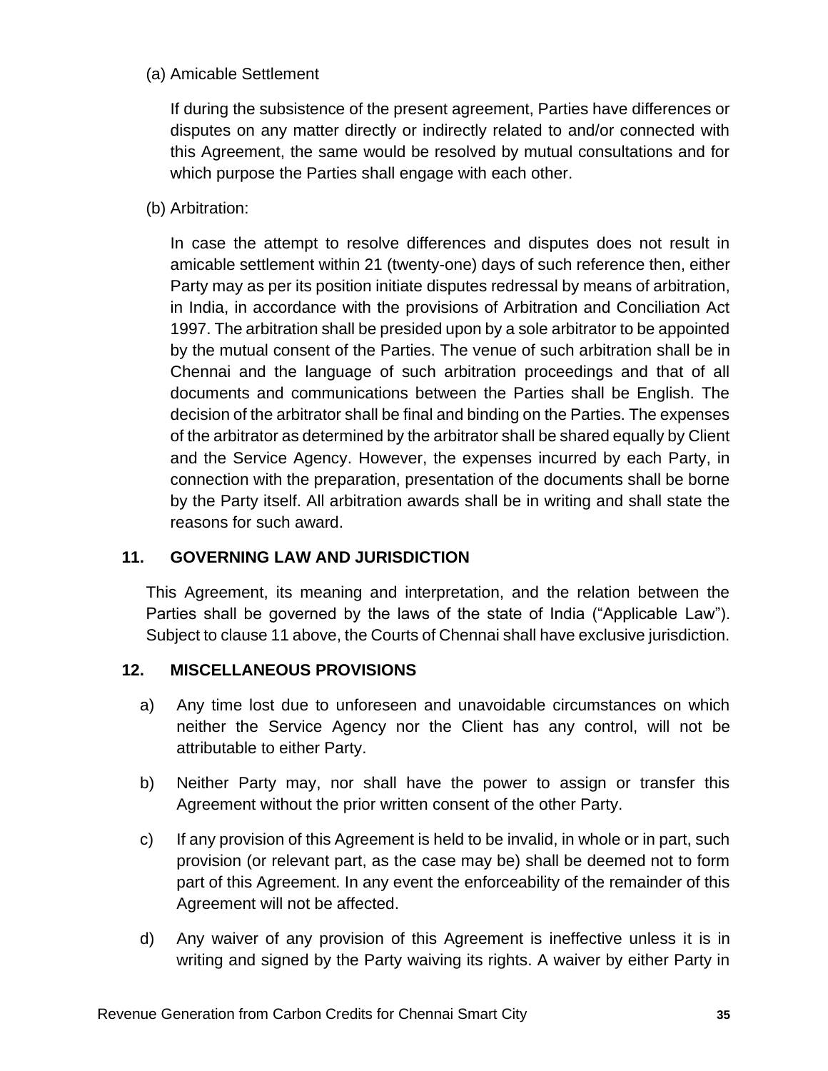(a) Amicable Settlement

If during the subsistence of the present agreement, Parties have differences or disputes on any matter directly or indirectly related to and/or connected with this Agreement, the same would be resolved by mutual consultations and for which purpose the Parties shall engage with each other.

(b) Arbitration:

In case the attempt to resolve differences and disputes does not result in amicable settlement within 21 (twenty-one) days of such reference then, either Party may as per its position initiate disputes redressal by means of arbitration, in India, in accordance with the provisions of Arbitration and Conciliation Act 1997. The arbitration shall be presided upon by a sole arbitrator to be appointed by the mutual consent of the Parties. The venue of such arbitration shall be in Chennai and the language of such arbitration proceedings and that of all documents and communications between the Parties shall be English. The decision of the arbitrator shall be final and binding on the Parties. The expenses of the arbitrator as determined by the arbitrator shall be shared equally by Client and the Service Agency. However, the expenses incurred by each Party, in connection with the preparation, presentation of the documents shall be borne by the Party itself. All arbitration awards shall be in writing and shall state the reasons for such award.

## 11. GOVERNING LAW AND JURISDICTION

This Agreement, its meaning and interpretation, and the relation between the Parties shall be governed by the laws of the state of India ("Applicable Law"). Subject to clause 11 above, the Courts of Chennai shall have exclusive jurisdiction.

## 12. MISCELLANEOUS PROVISIONS

a) Any time lost due to unforeseen and unavoidable circumstances on which neither the Service Agency nor the Client has any control, will not be attributable to either Party.

b) Neither Party may, nor shall have the power to assign or transfer this Agreement without the prior written consent of the other Party.

c) If any provision of this Agreement is held to be invalid, in whole or in part, such provision (or relevant part, as the case may be) shall be deemed not to form part of this Agreement. In any event the enforceability of the remainder of this Agreement will not be affected.

d) Any waiver of any provision of this Agreement is ineffective unless it is in writing and signed by the Party waiving its rights. A waiver by either Party in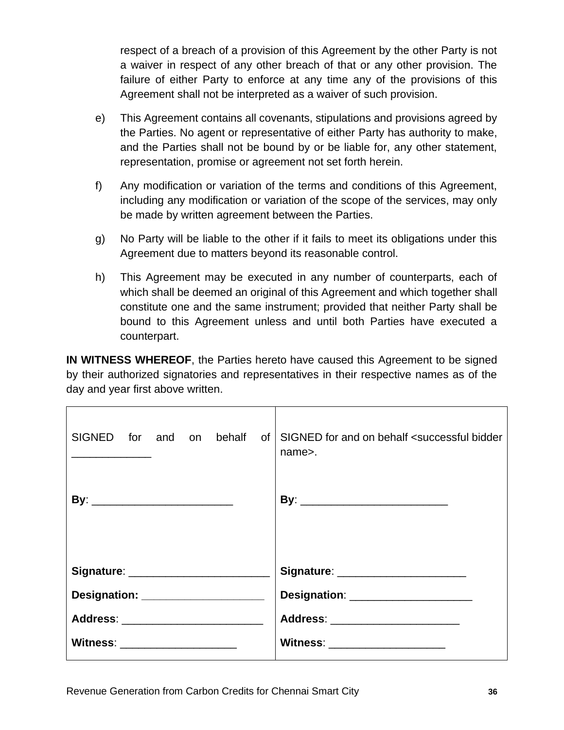respect of a breach of a provision of this Agreement by the other Party is not a waiver in respect of any other breach of that or any other provision. The failure of either Party to enforce at any time any of the provisions of this Agreement shall not be interpreted as a waiver of such provision.

e) This Agreement contains all covenants, stipulations and provisions agreed by the Parties. No agent or representative of either Party has authority to make, and the Parties shall not be bound by or be liable for, any other statement, representation, promise or agreement not set forth herein.

f) Any modification or variation of the terms and conditions of this Agreement, including any modification or variation of the scope of the services, may only be made by written agreement between the Parties.

g) No Party will be liable to the other if it fails to meet its obligations under this Agreement due to matters beyond its reasonable control.

h) This Agreement may be executed in any number of counterparts, each of which shall be deemed an original of this Agreement and which together shall constitute one and the same instrument; provided that neither Party shall be bound to this Agreement unless and until both Parties have executed a counterpart.

**IN WITNESS WHEREOF**, the Parties hereto have caused this Agreement to be signed by their authorized signatories and representatives in their respective names as of the day and year first above written.

| SIGNED for and on behalf of _____________ | SIGNED for and on behalf <successful bidder name>. |
|---|---|
| **By**: _______________________ | **By**: ________________________ |
| **Signature**: _______________________ | **Signature**: _____________________ |
| **Designation:** ____________________ | **Designation**: ____________________ |
| **Address**: _______________________ | **Address**: _____________________ |
| **Witness**: ___________________ | **Witness**: ___________________ |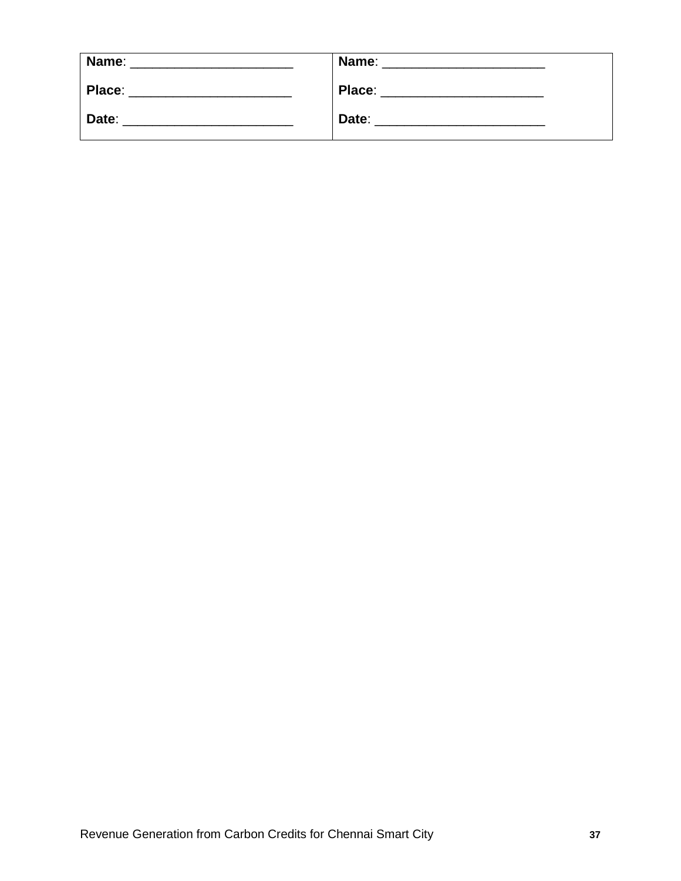| **Name**: ______________________<br><br>**Place**: ______________________<br><br>**Date**: _______________________ | **Name**: ______________________<br><br>**Place**: ______________________<br><br>**Date**: _______________________ |
|---|---|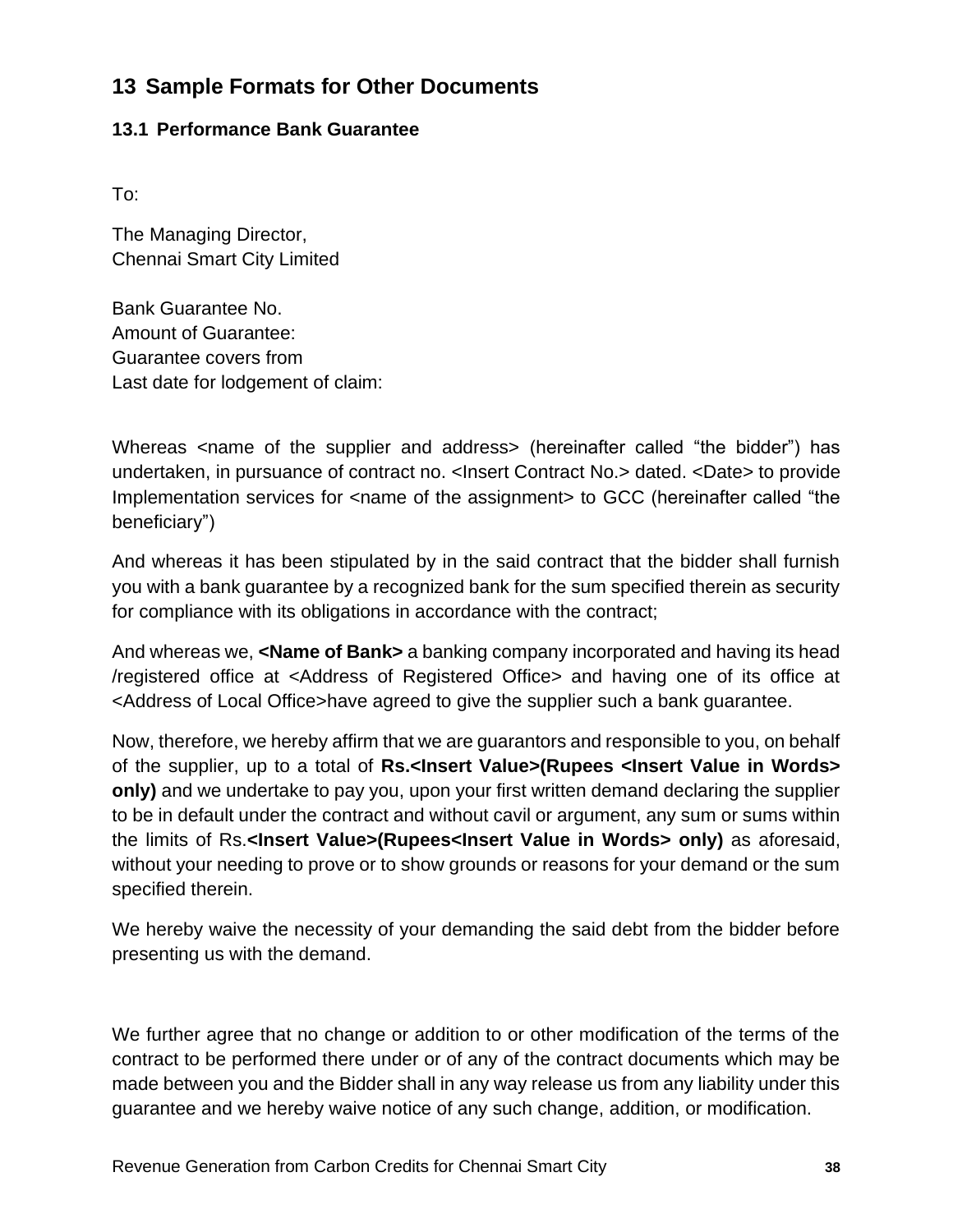# 13 Sample Formats for Other Documents

## 13.1 Performance Bank Guarantee

To:

The Managing Director,
Chennai Smart City Limited

Bank Guarantee No.
Amount of Guarantee:
Guarantee covers from
Last date for lodgement of claim:

Whereas <name of the supplier and address> (hereinafter called "the bidder") has undertaken, in pursuance of contract no. <Insert Contract No.> dated. <Date> to provide Implementation services for <name of the assignment> to GCC (hereinafter called "the beneficiary")

And whereas it has been stipulated by in the said contract that the bidder shall furnish you with a bank guarantee by a recognized bank for the sum specified therein as security for compliance with its obligations in accordance with the contract;

And whereas we, **<Name of Bank>** a banking company incorporated and having its head /registered office at <Address of Registered Office> and having one of its office at <Address of Local Office>have agreed to give the supplier such a bank guarantee.

Now, therefore, we hereby affirm that we are guarantors and responsible to you, on behalf of the supplier, up to a total of **Rs.<Insert Value>(Rupees <Insert Value in Words> only)** and we undertake to pay you, upon your first written demand declaring the supplier to be in default under the contract and without cavil or argument, any sum or sums within the limits of Rs.**<Insert Value>(Rupees<Insert Value in Words> only)** as aforesaid, without your needing to prove or to show grounds or reasons for your demand or the sum specified therein.

We hereby waive the necessity of your demanding the said debt from the bidder before presenting us with the demand.

We further agree that no change or addition to or other modification of the terms of the contract to be performed there under or of any of the contract documents which may be made between you and the Bidder shall in any way release us from any liability under this guarantee and we hereby waive notice of any such change, addition, or modification.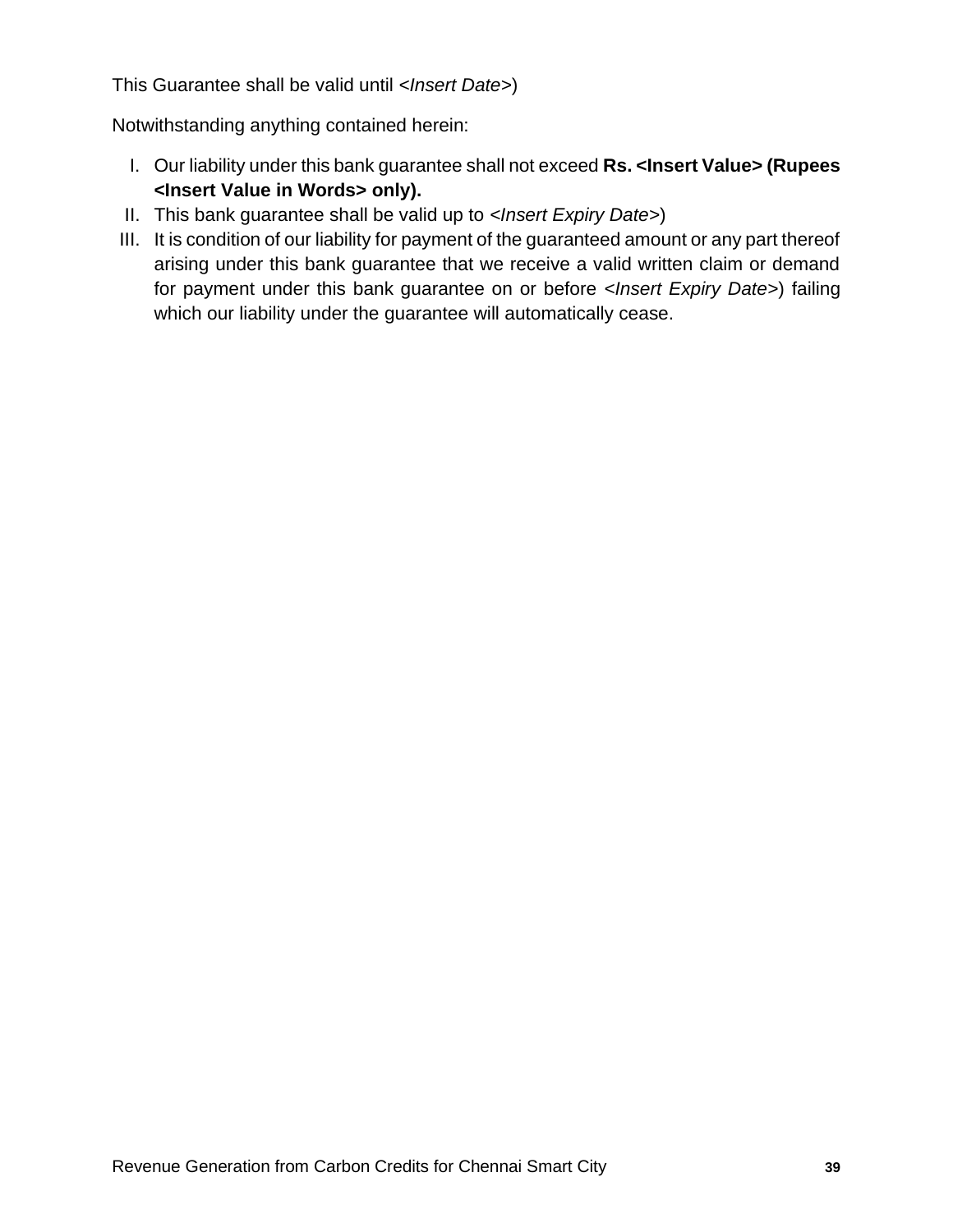This Guarantee shall be valid until <*Insert Date*>)

Notwithstanding anything contained herein:

I. Our liability under this bank guarantee shall not exceed **Rs. <Insert Value> (Rupees <Insert Value in Words> only).**
II. This bank guarantee shall be valid up to <*Insert Expiry Date*>)
III. It is condition of our liability for payment of the guaranteed amount or any part thereof arising under this bank guarantee that we receive a valid written claim or demand for payment under this bank guarantee on or before <*Insert Expiry Date*>) failing which our liability under the guarantee will automatically cease.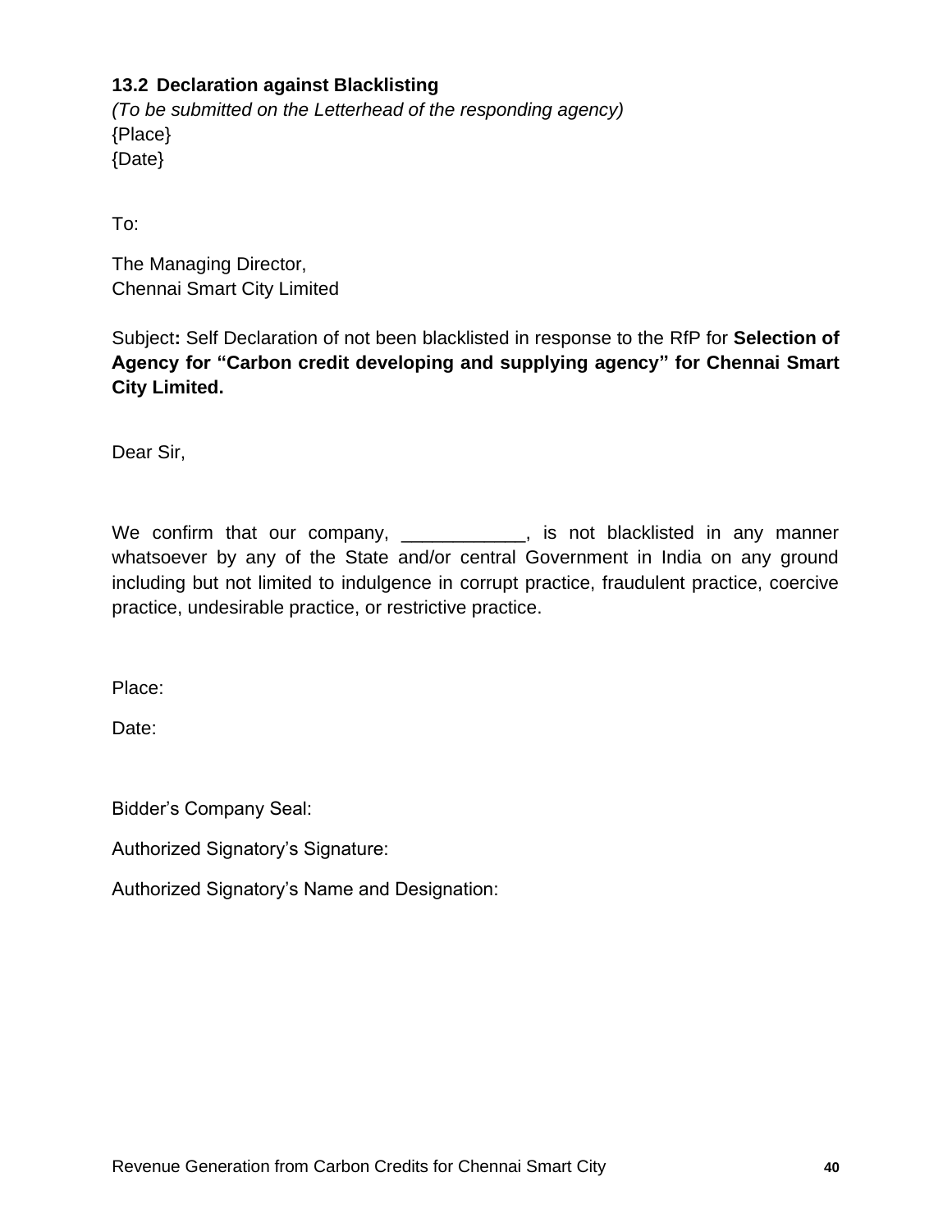## 13.2 Declaration against Blacklisting

*(To be submitted on the Letterhead of the responding agency)*
{Place}
{Date}

To:

The Managing Director,
Chennai Smart City Limited

Subject**:** Self Declaration of not been blacklisted in response to the RfP for **Selection of Agency for "Carbon credit developing and supplying agency" for Chennai Smart City Limited.**

Dear Sir,

We confirm that our company, ____________, is not blacklisted in any manner whatsoever by any of the State and/or central Government in India on any ground including but not limited to indulgence in corrupt practice, fraudulent practice, coercive practice, undesirable practice, or restrictive practice.

Place:

Date:

Bidder's Company Seal:

Authorized Signatory's Signature:

Authorized Signatory's Name and Designation: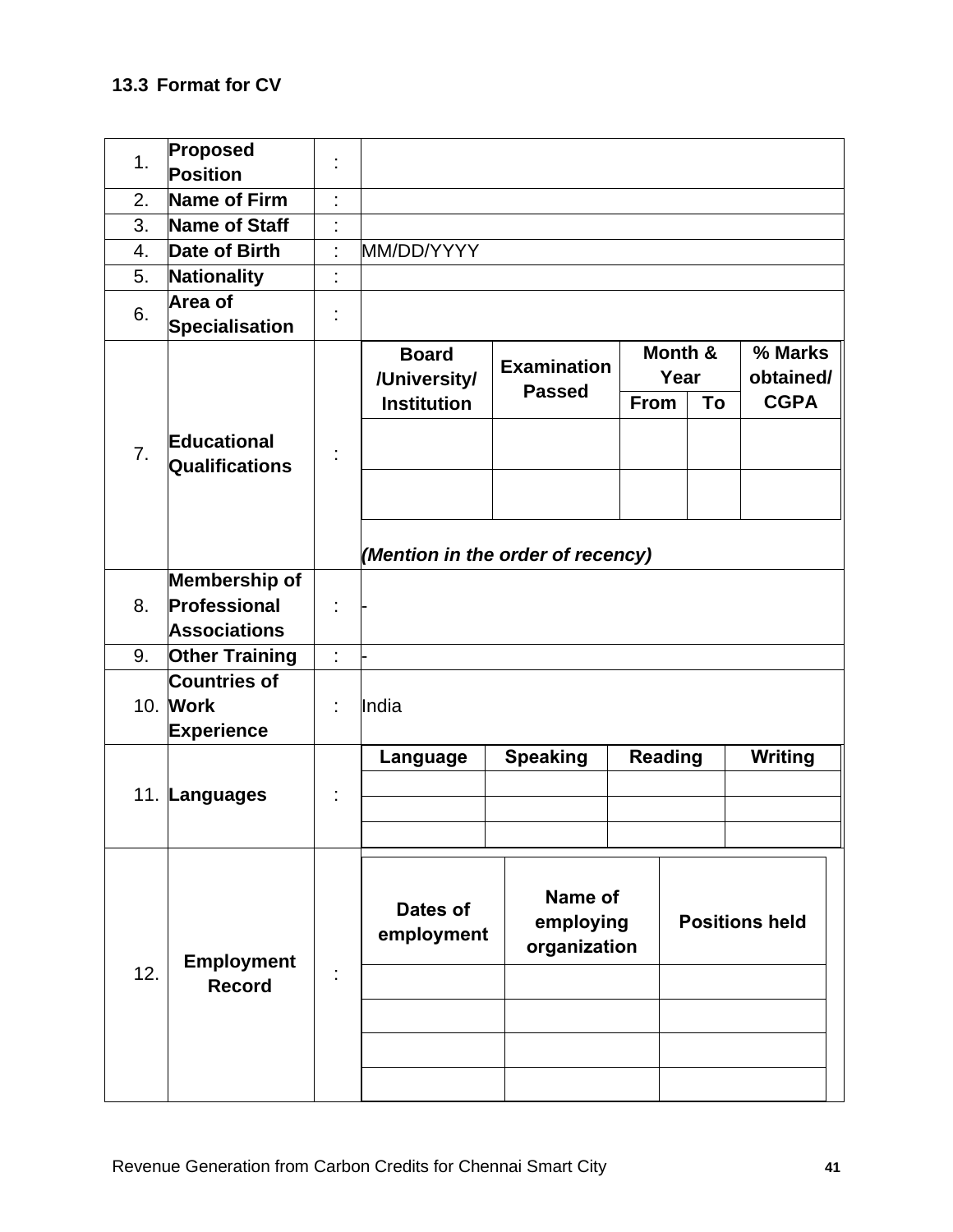### 13.3 Format for CV

| | | | |
|---|---|---|---|
| 1. | **Proposed Position** | : | |
| 2. | **Name of Firm** | : | |
| 3. | **Name of Staff** | : | |
| 4. | **Date of Birth** | : | MM/DD/YYYY |
| 5. | **Nationality** | : | |
| 6. | **Area of Specialisation** | : | |
| 7. | **Educational Qualifications** | : | (see table below) *(Mention in the order of recency)* |
| 8. | **Membership of Professional Associations** | : | - |
| 9. | **Other Training** | : | - |
| 10. | **Countries of Work Experience** | : | India |
| 11. | **Languages** | : | (see table below) |
| 12. | **Employment Record** | : | (see table below) |

**7. Educational Qualifications**

| Board /University/ Institution | Examination Passed | Month & Year | | % Marks obtained/ CGPA |
|---|---|---|---|---|
| | | From | To | |
| | | | | |
| | | | | |

*(Mention in the order of recency)*

**11. Languages**

| Language | Speaking | Reading | Writing |
|---|---|---|---|
| | | | |
| | | | |
| | | | |

**12. Employment Record**

| Dates of employment | Name of employing organization | Positions held |
|---|---|---|
| | | |
| | | |
| | | |
| | | |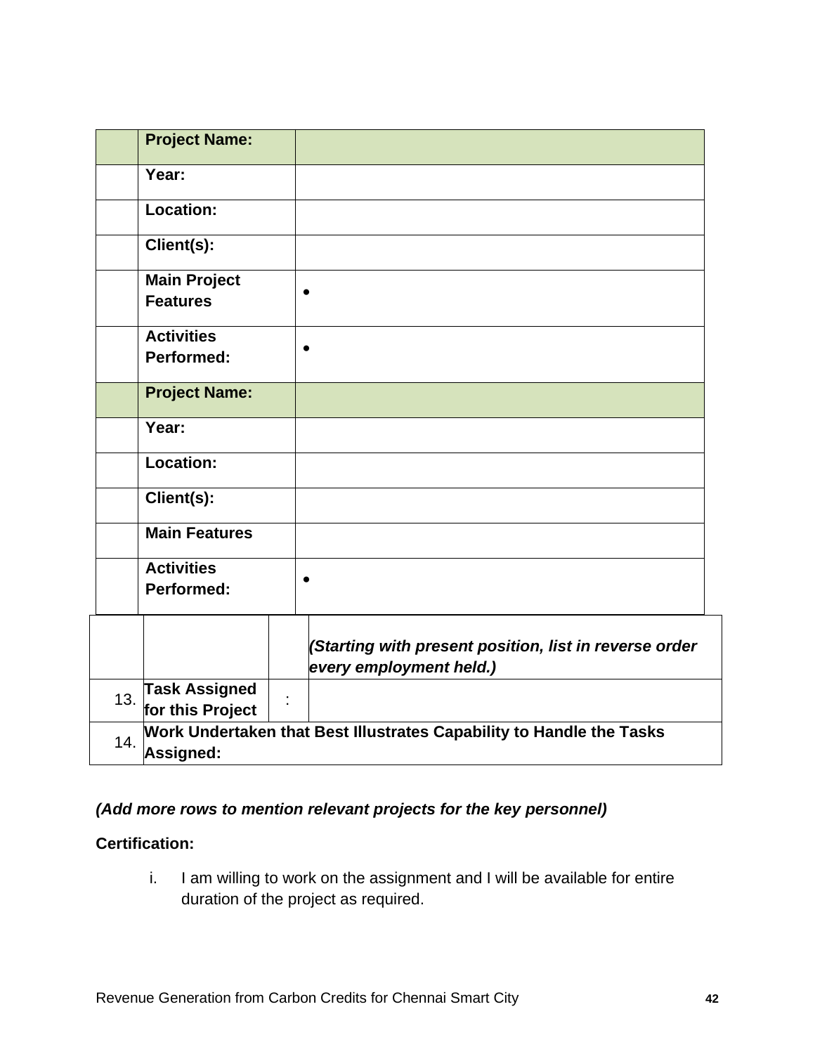| | | |
|---|---|---|
| | **Project Name:** | |
| | **Year:** | |
| | **Location:** | |
| | **Client(s):** | |
| | **Main Project Features** | • |
| | **Activities Performed:** | • |
| | **Project Name:** | |
| | **Year:** | |
| | **Location:** | |
| | **Client(s):** | |
| | **Main Features** | |
| | **Activities Performed:** | • |

| | | | |
|---|---|---|---|
| | | | ***(Starting with present position, list in reverse order every employment held.)*** |
| 13. | **Task Assigned for this Project** | : | |
| 14. | **Work Undertaken that Best Illustrates Capability to Handle the Tasks Assigned:** | | |

***(Add more rows to mention relevant projects for the key personnel)***

**Certification:**

i. I am willing to work on the assignment and I will be available for entire duration of the project as required.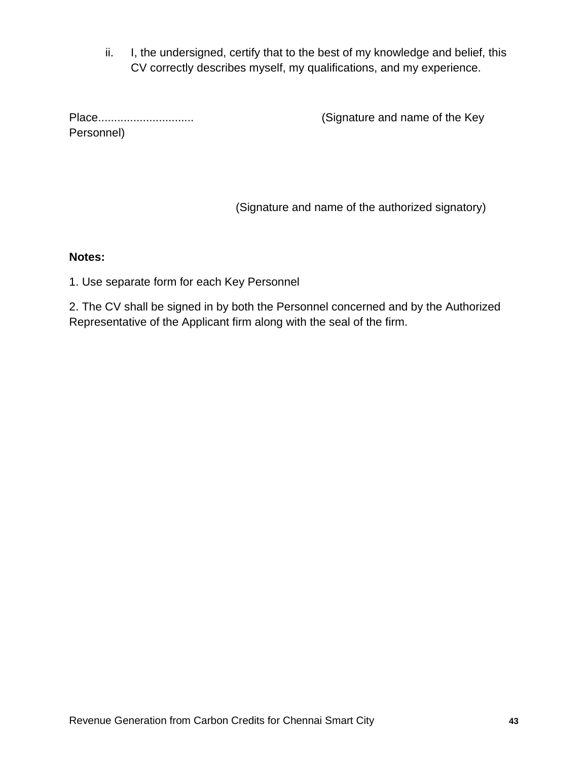ii. I, the undersigned, certify that to the best of my knowledge and belief, this CV correctly describes myself, my qualifications, and my experience.

Place.............................. (Signature and name of the Key Personnel)

(Signature and name of the authorized signatory)

**Notes:**

1. Use separate form for each Key Personnel

2. The CV shall be signed in by both the Personnel concerned and by the Authorized Representative of the Applicant firm along with the seal of the firm.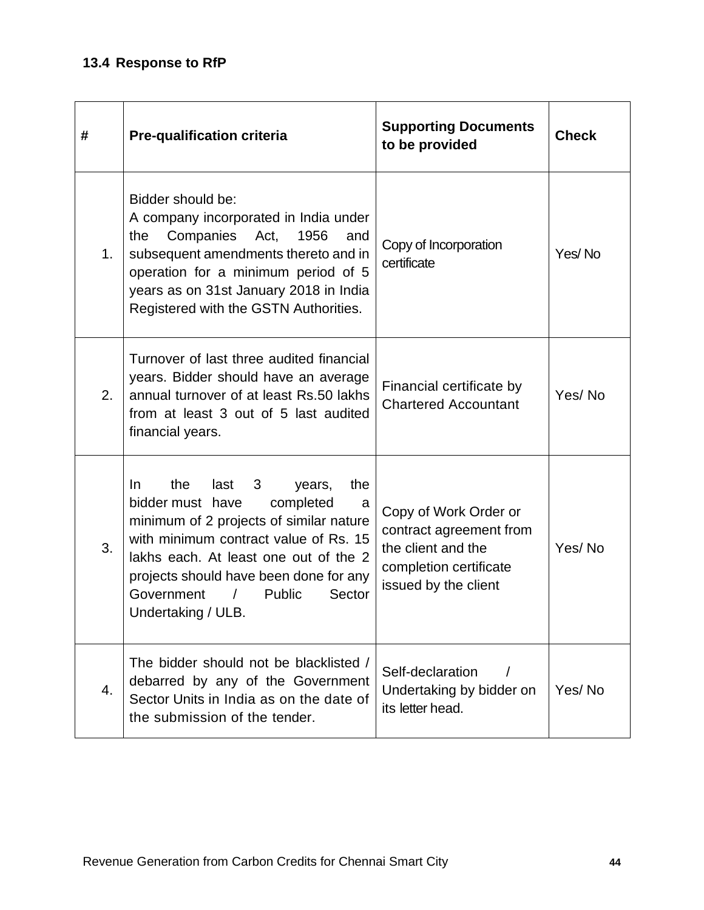### 13.4 Response to RfP

| # | Pre-qualification criteria | Supporting Documents to be provided | Check |
|---|---|---|---|
| 1. | Bidder should be: A company incorporated in India under the Companies Act, 1956 and subsequent amendments thereto and in operation for a minimum period of 5 years as on 31st January 2018 in India Registered with the GSTN Authorities. | Copy of Incorporation certificate | Yes/ No |
| 2. | Turnover of last three audited financial years. Bidder should have an average annual turnover of at least Rs.50 lakhs from at least 3 out of 5 last audited financial years. | Financial certificate by Chartered Accountant | Yes/ No |
| 3. | In the last 3 years, the bidder must have completed a minimum of 2 projects of similar nature with minimum contract value of Rs. 15 lakhs each. At least one out of the 2 projects should have been done for any Government / Public Sector Undertaking / ULB. | Copy of Work Order or contract agreement from the client and the completion certificate issued by the client | Yes/ No |
| 4. | The bidder should not be blacklisted / debarred by any of the Government Sector Units in India as on the date of the submission of the tender. | Self-declaration / Undertaking by bidder on its letter head. | Yes/ No |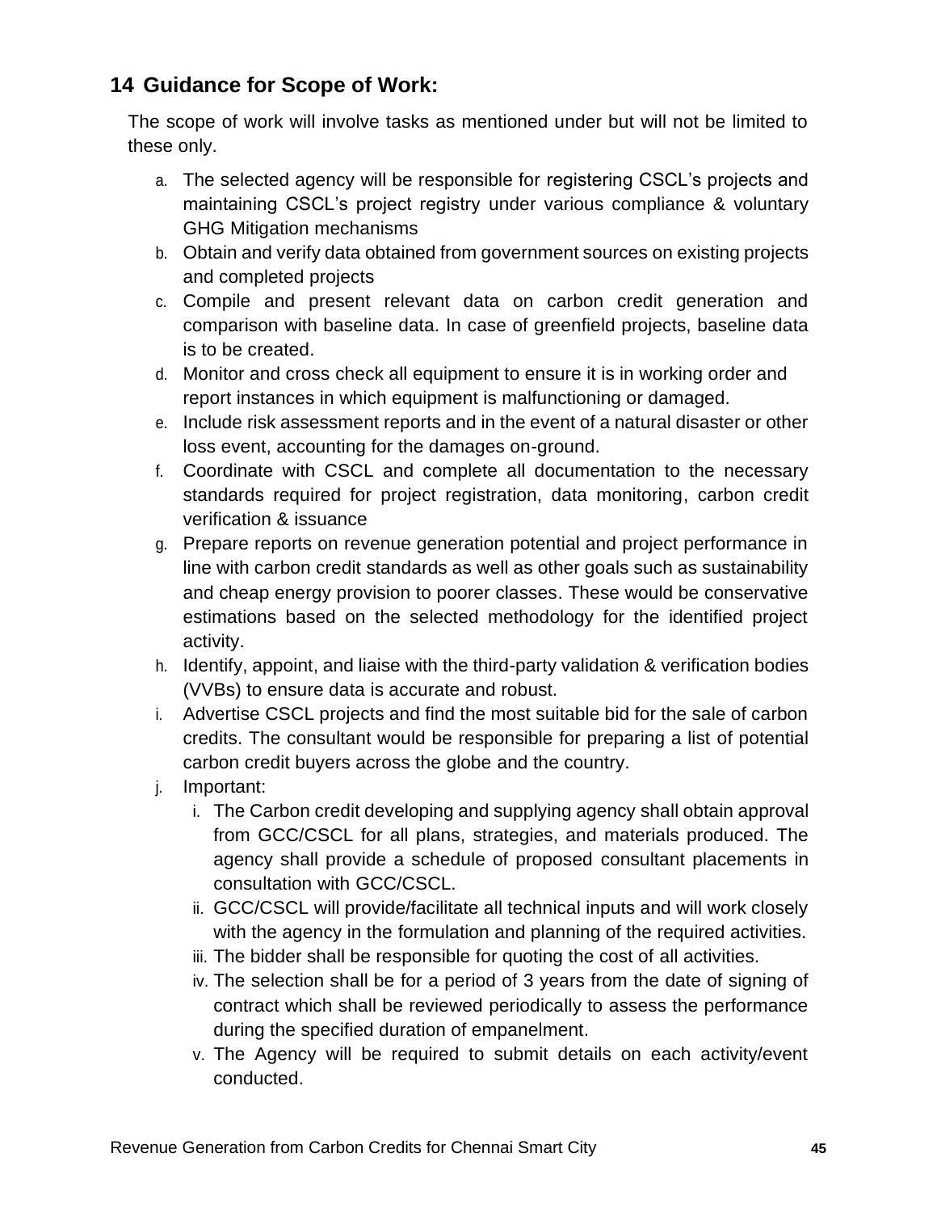## 14 Guidance for Scope of Work:

The scope of work will involve tasks as mentioned under but will not be limited to these only.

a. The selected agency will be responsible for registering CSCL's projects and maintaining CSCL's project registry under various compliance & voluntary GHG Mitigation mechanisms

b. Obtain and verify data obtained from government sources on existing projects and completed projects

c. Compile and present relevant data on carbon credit generation and comparison with baseline data. In case of greenfield projects, baseline data is to be created.

d. Monitor and cross check all equipment to ensure it is in working order and report instances in which equipment is malfunctioning or damaged.

e. Include risk assessment reports and in the event of a natural disaster or other loss event, accounting for the damages on-ground.

f. Coordinate with CSCL and complete all documentation to the necessary standards required for project registration, data monitoring, carbon credit verification & issuance

g. Prepare reports on revenue generation potential and project performance in line with carbon credit standards as well as other goals such as sustainability and cheap energy provision to poorer classes. These would be conservative estimations based on the selected methodology for the identified project activity.

h. Identify, appoint, and liaise with the third-party validation & verification bodies (VVBs) to ensure data is accurate and robust.

i. Advertise CSCL projects and find the most suitable bid for the sale of carbon credits. The consultant would be responsible for preparing a list of potential carbon credit buyers across the globe and the country.

j. Important:

   i. The Carbon credit developing and supplying agency shall obtain approval from GCC/CSCL for all plans, strategies, and materials produced. The agency shall provide a schedule of proposed consultant placements in consultation with GCC/CSCL.

   ii. GCC/CSCL will provide/facilitate all technical inputs and will work closely with the agency in the formulation and planning of the required activities.

   iii. The bidder shall be responsible for quoting the cost of all activities.

   iv. The selection shall be for a period of 3 years from the date of signing of contract which shall be reviewed periodically to assess the performance during the specified duration of empanelment.

   v. The Agency will be required to submit details on each activity/event conducted.